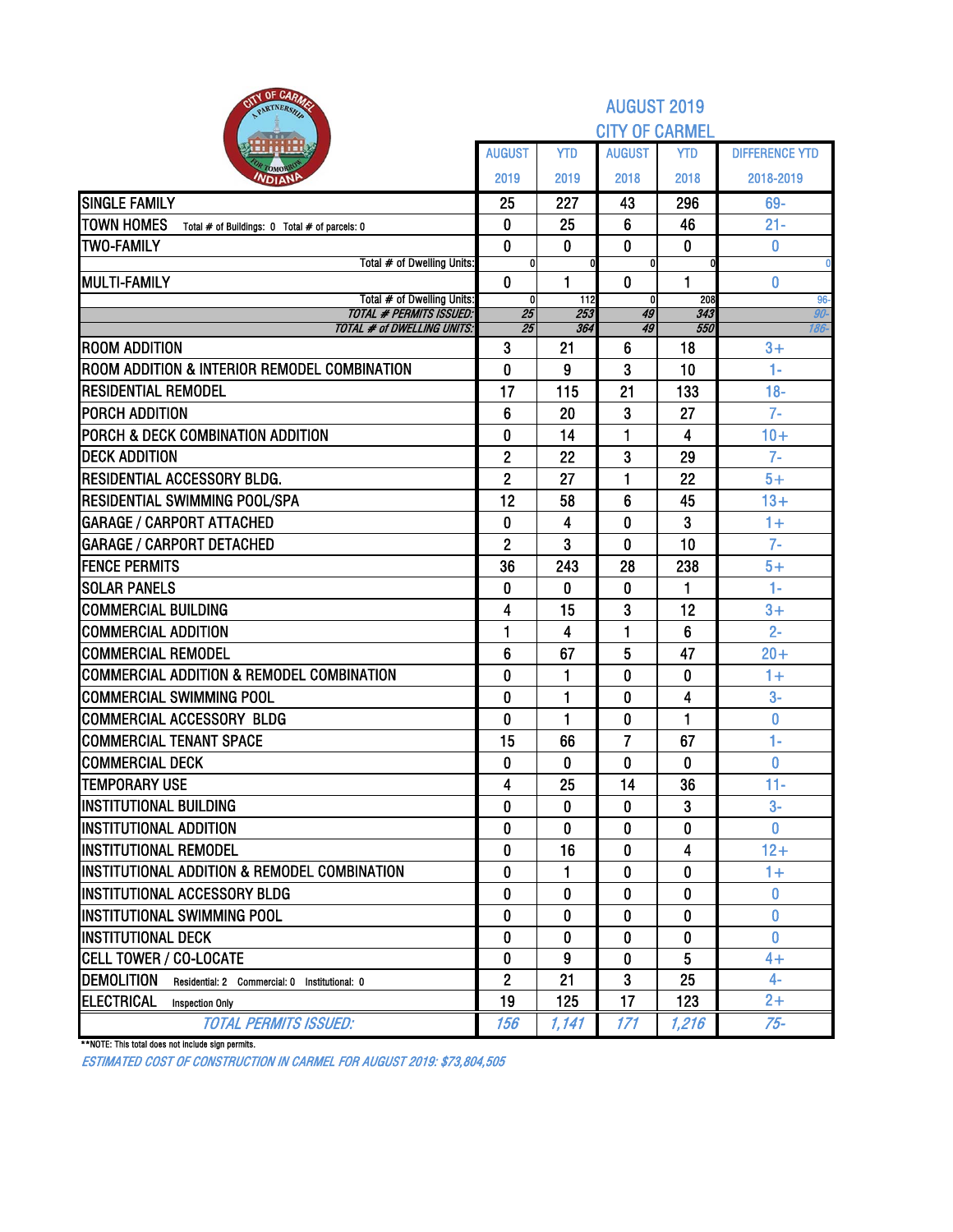# AUGUST 2019
## CITY OF CARMEL

| | AUGUST 2019 | YTD 2019 | AUGUST 2018 | YTD 2018 | DIFFERENCE YTD 2018-2019 |
|---|---|---|---|---|---|
| SINGLE FAMILY | 25 | 227 | 43 | 296 | 69- |
| TOWN HOMES Total # of Buildings: 0 Total # of parcels: 0 | 0 | 25 | 6 | 46 | 21- |
| TWO-FAMILY | 0 | 0 | 0 | 0 | 0 |
| Total # of Dwelling Units: | 0 | 0 | 0 | 0 | 0 |
| MULTI-FAMILY | 0 | 1 | 0 | 1 | 0 |
| Total # of Dwelling Units: | 0 | 112 | 0 | 208 | 96- |
| *TOTAL # PERMITS ISSUED:* | *25* | *253* | *49* | *343* | *90-* |
| *TOTAL # of DWELLING UNITS:* | *25* | *364* | *49* | *550* | *186-* |
| ROOM ADDITION | 3 | 21 | 6 | 18 | 3+ |
| ROOM ADDITION & INTERIOR REMODEL COMBINATION | 0 | 9 | 3 | 10 | 1- |
| RESIDENTIAL REMODEL | 17 | 115 | 21 | 133 | 18- |
| PORCH ADDITION | 6 | 20 | 3 | 27 | 7- |
| PORCH & DECK COMBINATION ADDITION | 0 | 14 | 1 | 4 | 10+ |
| DECK ADDITION | 2 | 22 | 3 | 29 | 7- |
| RESIDENTIAL ACCESSORY BLDG. | 2 | 27 | 1 | 22 | 5+ |
| RESIDENTIAL SWIMMING POOL/SPA | 12 | 58 | 6 | 45 | 13+ |
| GARAGE / CARPORT ATTACHED | 0 | 4 | 0 | 3 | 1+ |
| GARAGE / CARPORT DETACHED | 2 | 3 | 0 | 10 | 7- |
| FENCE PERMITS | 36 | 243 | 28 | 238 | 5+ |
| SOLAR PANELS | 0 | 0 | 0 | 1 | 1- |
| COMMERCIAL BUILDING | 4 | 15 | 3 | 12 | 3+ |
| COMMERCIAL ADDITION | 1 | 4 | 1 | 6 | 2- |
| COMMERCIAL REMODEL | 6 | 67 | 5 | 47 | 20+ |
| COMMERCIAL ADDITION & REMODEL COMBINATION | 0 | 1 | 0 | 0 | 1+ |
| COMMERCIAL SWIMMING POOL | 0 | 1 | 0 | 4 | 3- |
| COMMERCIAL ACCESSORY BLDG | 0 | 1 | 0 | 1 | 0 |
| COMMERCIAL TENANT SPACE | 15 | 66 | 7 | 67 | 1- |
| COMMERCIAL DECK | 0 | 0 | 0 | 0 | 0 |
| TEMPORARY USE | 4 | 25 | 14 | 36 | 11- |
| INSTITUTIONAL BUILDING | 0 | 0 | 0 | 3 | 3- |
| INSTITUTIONAL ADDITION | 0 | 0 | 0 | 0 | 0 |
| INSTITUTIONAL REMODEL | 0 | 16 | 0 | 4 | 12+ |
| INSTITUTIONAL ADDITION & REMODEL COMBINATION | 0 | 1 | 0 | 0 | 1+ |
| INSTITUTIONAL ACCESSORY BLDG | 0 | 0 | 0 | 0 | 0 |
| INSTITUTIONAL SWIMMING POOL | 0 | 0 | 0 | 0 | 0 |
| INSTITUTIONAL DECK | 0 | 0 | 0 | 0 | 0 |
| CELL TOWER / CO-LOCATE | 0 | 9 | 0 | 5 | 4+ |
| DEMOLITION Residential: 2 Commercial: 0 Institutional: 0 | 2 | 21 | 3 | 25 | 4- |
| ELECTRICAL Inspection Only | 19 | 125 | 17 | 123 | 2+ |
| *TOTAL PERMITS ISSUED:* | *156* | *1,141* | *171* | *1,216* | *75-* |

**NOTE: This total does not include sign permits.

*ESTIMATED COST OF CONSTRUCTION IN CARMEL FOR AUGUST 2019: $73,804,505*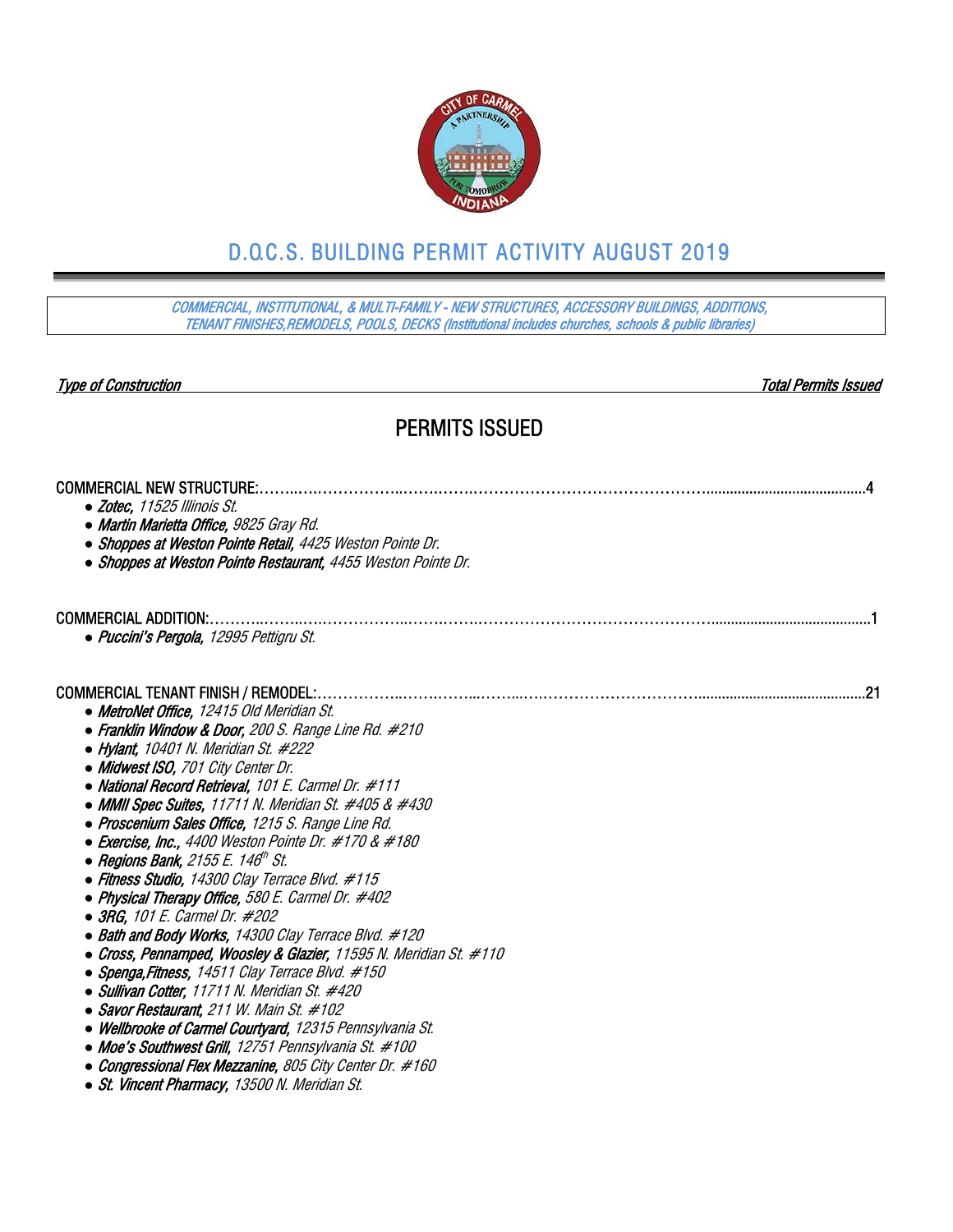# D.O.C.S. BUILDING PERMIT ACTIVITY AUGUST 2019

*COMMERCIAL, INSTITUTIONAL, & MULTI-FAMILY - NEW STRUCTURES, ACCESSORY BUILDINGS, ADDITIONS, TENANT FINISHES,REMODELS, POOLS, DECKS (Institutional includes churches, schools & public libraries)*

*Type of Construction* — *Total Permits Issued*

## PERMITS ISSUED

COMMERCIAL NEW STRUCTURE:........................................................................................4

- ***Zotec,*** *11525 Illinois St.*
- ***Martin Marietta Office,*** *9825 Gray Rd.*
- ***Shoppes at Weston Pointe Retail,*** *4425 Weston Pointe Dr.*
- ***Shoppes at Weston Pointe Restaurant,*** *4455 Weston Pointe Dr.*

COMMERCIAL ADDITION:........................................................................................1

- ***Puccini's Pergola,*** *12995 Pettigru St.*

COMMERCIAL TENANT FINISH / REMODEL:........................................................................................21

- ***MetroNet Office,*** *12415 Old Meridian St.*
- ***Franklin Window & Door,*** *200 S. Range Line Rd. #210*
- ***Hylant,*** *10401 N. Meridian St. #222*
- ***Midwest ISO,*** *701 City Center Dr.*
- ***National Record Retrieval,*** *101 E. Carmel Dr. #111*
- ***MMII Spec Suites,*** *11711 N. Meridian St. #405 & #430*
- ***Proscenium Sales Office,*** *1215 S. Range Line Rd.*
- ***Exercise, Inc.,*** *4400 Weston Pointe Dr. #170 & #180*
- ***Regions Bank,*** *2155 E. 146th St.*
- ***Fitness Studio,*** *14300 Clay Terrace Blvd. #115*
- ***Physical Therapy Office,*** *580 E. Carmel Dr. #402*
- ***3RG,*** *101 E. Carmel Dr. #202*
- ***Bath and Body Works,*** *14300 Clay Terrace Blvd. #120*
- ***Cross, Pennamped, Woosley & Glazier,*** *11595 N. Meridian St. #110*
- ***Spenga,Fitness,*** *14511 Clay Terrace Blvd. #150*
- ***Sullivan Cotter,*** *11711 N. Meridian St. #420*
- ***Savor Restaurant,*** *211 W. Main St. #102*
- ***Wellbrooke of Carmel Courtyard,*** *12315 Pennsylvania St.*
- ***Moe's Southwest Grill,*** *12751 Pennsylvania St. #100*
- ***Congressional Flex Mezzanine,*** *805 City Center Dr. #160*
- ***St. Vincent Pharmacy,*** *13500 N. Meridian St.*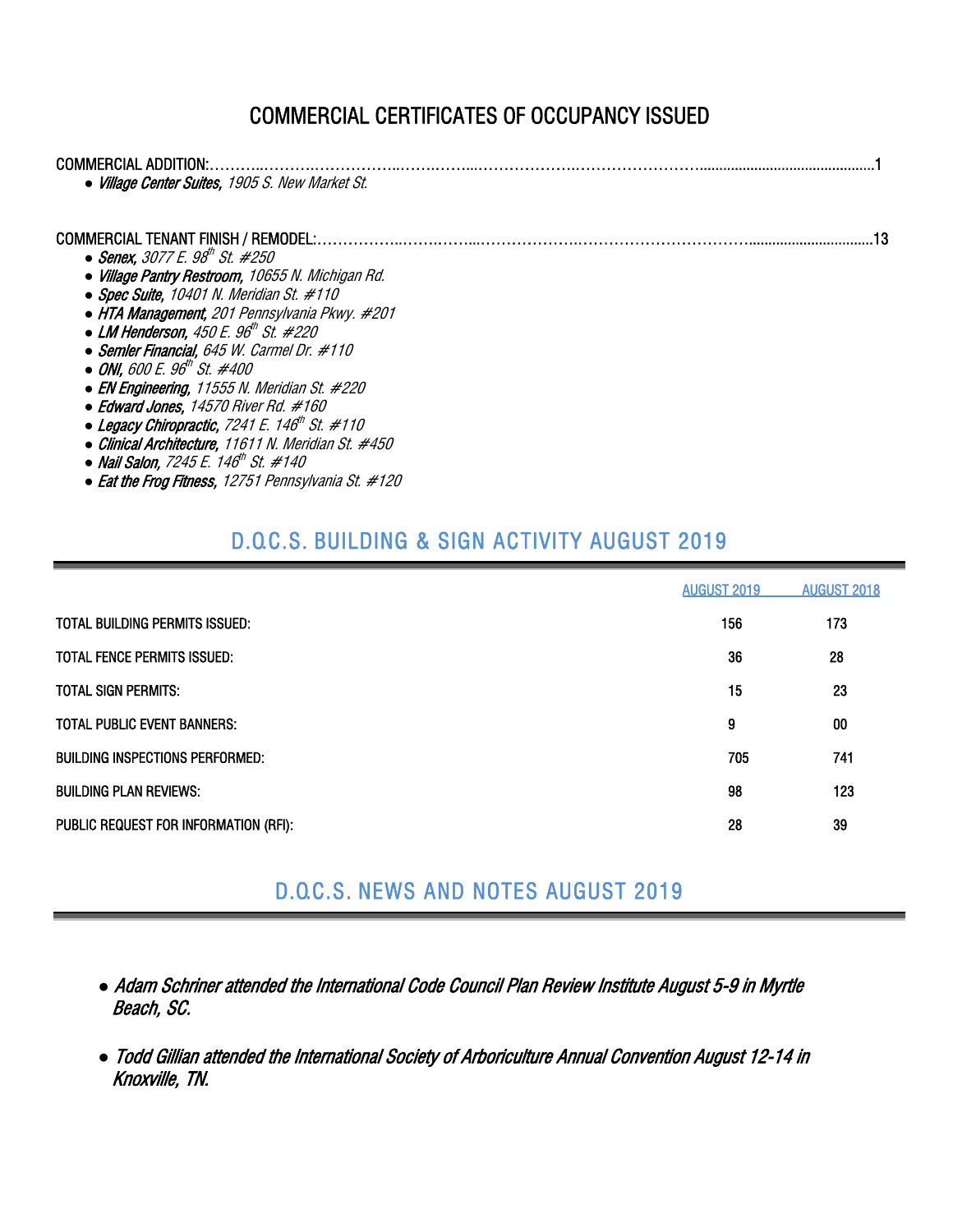# COMMERCIAL CERTIFICATES OF OCCUPANCY ISSUED

COMMERCIAL ADDITION:……………………………………………………………………………………………1

- ***Village Center Suites,*** *1905 S. New Market St.*

COMMERCIAL TENANT FINISH / REMODEL:…………………………………………………………………………13

- ***Senex,*** *3077 E. 98th St. #250*
- ***Village Pantry Restroom,*** *10655 N. Michigan Rd.*
- ***Spec Suite,*** *10401 N. Meridian St. #110*
- ***HTA Management,*** *201 Pennsylvania Pkwy. #201*
- ***LM Henderson,*** *450 E. 96th St. #220*
- ***Semler Financial,*** *645 W. Carmel Dr. #110*
- ***ONI,*** *600 E. 96th St. #400*
- ***EN Engineering,*** *11555 N. Meridian St. #220*
- ***Edward Jones,*** *14570 River Rd. #160*
- ***Legacy Chiropractic,*** *7241 E. 146th St. #110*
- ***Clinical Architecture,*** *11611 N. Meridian St. #450*
- ***Nail Salon,*** *7245 E. 146th St. #140*
- ***Eat the Frog Fitness,*** *12751 Pennsylvania St. #120*

## D.O.C.S. BUILDING & SIGN ACTIVITY AUGUST 2019

| | AUGUST 2019 | AUGUST 2018 |
|---|---|---|
| TOTAL BUILDING PERMITS ISSUED: | 156 | 173 |
| TOTAL FENCE PERMITS ISSUED: | 36 | 28 |
| TOTAL SIGN PERMITS: | 15 | 23 |
| TOTAL PUBLIC EVENT BANNERS: | 9 | 00 |
| BUILDING INSPECTIONS PERFORMED: | 705 | 741 |
| BUILDING PLAN REVIEWS: | 98 | 123 |
| PUBLIC REQUEST FOR INFORMATION (RFI): | 28 | 39 |

## D.O.C.S. NEWS AND NOTES AUGUST 2019

- *Adam Schriner attended the International Code Council Plan Review Institute August 5-9 in Myrtle Beach, SC.*
- *Todd Gillian attended the International Society of Arboriculture Annual Convention August 12-14 in Knoxville, TN.*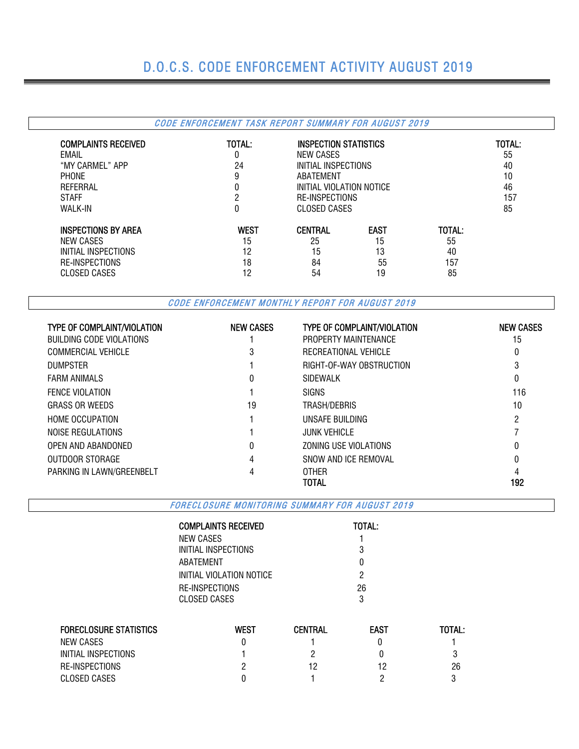# D.O.C.S. CODE ENFORCEMENT ACTIVITY AUGUST 2019

## *CODE ENFORCEMENT TASK REPORT SUMMARY FOR AUGUST 2019*

| COMPLAINTS RECEIVED | TOTAL: | INSPECTION STATISTICS | TOTAL: |
|---|---|---|---|
| EMAIL | 0 | NEW CASES | 55 |
| "MY CARMEL" APP | 24 | INITIAL INSPECTIONS | 40 |
| PHONE | 9 | ABATEMENT | 10 |
| REFERRAL | 0 | INITIAL VIOLATION NOTICE | 46 |
| STAFF | 2 | RE-INSPECTIONS | 157 |
| WALK-IN | 0 | CLOSED CASES | 85 |

| INSPECTIONS BY AREA | WEST | CENTRAL | EAST | TOTAL: |
|---|---|---|---|---|
| NEW CASES | 15 | 25 | 15 | 55 |
| INITIAL INSPECTIONS | 12 | 15 | 13 | 40 |
| RE-INSPECTIONS | 18 | 84 | 55 | 157 |
| CLOSED CASES | 12 | 54 | 19 | 85 |

## *CODE ENFORCEMENT MONTHLY REPORT FOR AUGUST 2019*

| TYPE OF COMPLAINT/VIOLATION | NEW CASES | TYPE OF COMPLAINT/VIOLATION | NEW CASES |
|---|---|---|---|
| BUILDING CODE VIOLATIONS | 1 | PROPERTY MAINTENANCE | 15 |
| COMMERCIAL VEHICLE | 3 | RECREATIONAL VEHICLE | 0 |
| DUMPSTER | 1 | RIGHT-OF-WAY OBSTRUCTION | 3 |
| FARM ANIMALS | 0 | SIDEWALK | 0 |
| FENCE VIOLATION | 1 | SIGNS | 116 |
| GRASS OR WEEDS | 19 | TRASH/DEBRIS | 10 |
| HOME OCCUPATION | 1 | UNSAFE BUILDING | 2 |
| NOISE REGULATIONS | 1 | JUNK VEHICLE | 7 |
| OPEN AND ABANDONED | 0 | ZONING USE VIOLATIONS | 0 |
| OUTDOOR STORAGE | 4 | SNOW AND ICE REMOVAL | 0 |
| PARKING IN LAWN/GREENBELT | 4 | OTHER | 4 |
| | | **TOTAL** | **192** |

## *FORECLOSURE MONITORING SUMMARY FOR AUGUST 2019*

| COMPLAINTS RECEIVED | TOTAL: |
|---|---|
| NEW CASES | 1 |
| INITIAL INSPECTIONS | 3 |
| ABATEMENT | 0 |
| INITIAL VIOLATION NOTICE | 2 |
| RE-INSPECTIONS | 26 |
| CLOSED CASES | 3 |

| FORECLOSURE STATISTICS | WEST | CENTRAL | EAST | TOTAL: |
|---|---|---|---|---|
| NEW CASES | 0 | 1 | 0 | 1 |
| INITIAL INSPECTIONS | 1 | 2 | 0 | 3 |
| RE-INSPECTIONS | 2 | 12 | 12 | 26 |
| CLOSED CASES | 0 | 1 | 2 | 3 |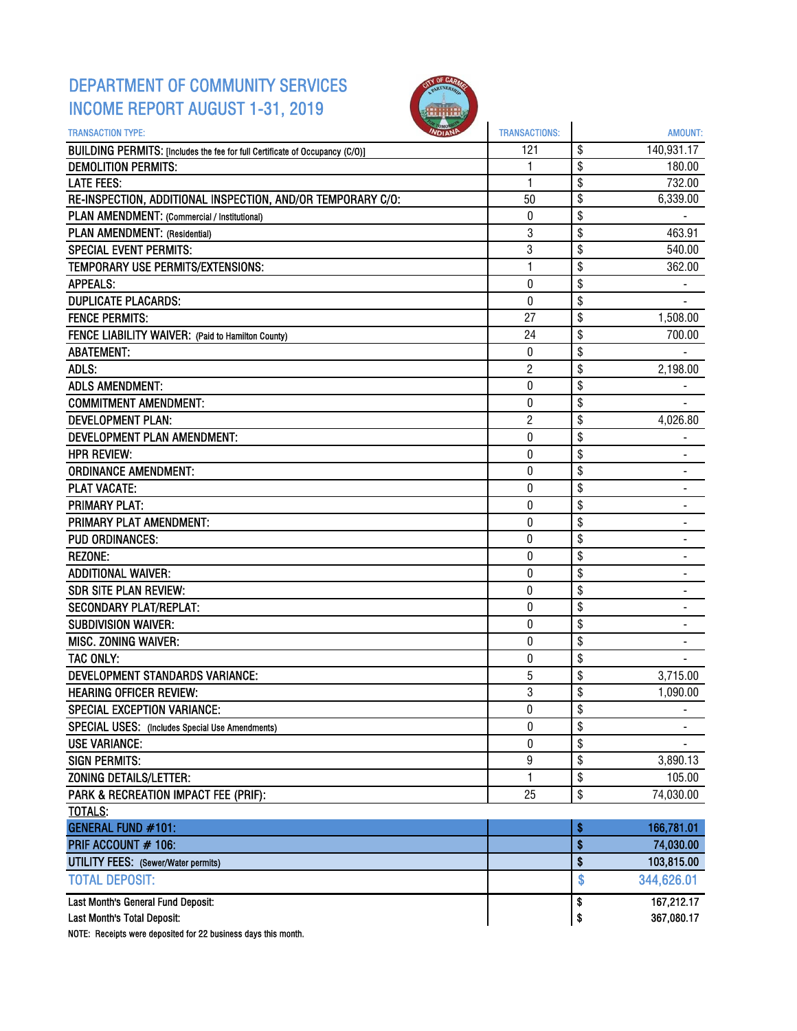# DEPARTMENT OF COMMUNITY SERVICES
# INCOME REPORT AUGUST 1-31, 2019

| TRANSACTION TYPE: | TRANSACTIONS: | AMOUNT: |
|---|---|---|
| BUILDING PERMITS: [Includes the fee for full Certificate of Occupancy (C/O)] | 121 | $ 140,931.17 |
| DEMOLITION PERMITS: | 1 | $ 180.00 |
| LATE FEES: | 1 | $ 732.00 |
| RE-INSPECTION, ADDITIONAL INSPECTION, AND/OR TEMPORARY C/O: | 50 | $ 6,339.00 |
| PLAN AMENDMENT: (Commercial / Institutional) | 0 | $ - |
| PLAN AMENDMENT: (Residential) | 3 | $ 463.91 |
| SPECIAL EVENT PERMITS: | 3 | $ 540.00 |
| TEMPORARY USE PERMITS/EXTENSIONS: | 1 | $ 362.00 |
| APPEALS: | 0 | $ - |
| DUPLICATE PLACARDS: | 0 | $ - |
| FENCE PERMITS: | 27 | $ 1,508.00 |
| FENCE LIABILITY WAIVER: (Paid to Hamilton County) | 24 | $ 700.00 |
| ABATEMENT: | 0 | $ - |
| ADLS: | 2 | $ 2,198.00 |
| ADLS AMENDMENT: | 0 | $ - |
| COMMITMENT AMENDMENT: | 0 | $ - |
| DEVELOPMENT PLAN: | 2 | $ 4,026.80 |
| DEVELOPMENT PLAN AMENDMENT: | 0 | $ - |
| HPR REVIEW: | 0 | $ - |
| ORDINANCE AMENDMENT: | 0 | $ - |
| PLAT VACATE: | 0 | $ - |
| PRIMARY PLAT: | 0 | $ - |
| PRIMARY PLAT AMENDMENT: | 0 | $ - |
| PUD ORDINANCES: | 0 | $ - |
| REZONE: | 0 | $ - |
| ADDITIONAL WAIVER: | 0 | $ - |
| SDR SITE PLAN REVIEW: | 0 | $ - |
| SECONDARY PLAT/REPLAT: | 0 | $ - |
| SUBDIVISION WAIVER: | 0 | $ - |
| MISC. ZONING WAIVER: | 0 | $ - |
| TAC ONLY: | 0 | $ - |
| DEVELOPMENT STANDARDS VARIANCE: | 5 | $ 3,715.00 |
| HEARING OFFICER REVIEW: | 3 | $ 1,090.00 |
| SPECIAL EXCEPTION VARIANCE: | 0 | $ - |
| SPECIAL USES: (Includes Special Use Amendments) | 0 | $ - |
| USE VARIANCE: | 0 | $ - |
| SIGN PERMITS: | 9 | $ 3,890.13 |
| ZONING DETAILS/LETTER: | 1 | $ 105.00 |
| PARK & RECREATION IMPACT FEE (PRIF): | 25 | $ 74,030.00 |
| TOTALS: | | |
| **GENERAL FUND #101:** | | **$ 166,781.01** |
| **PRIF ACCOUNT # 106:** | | **$ 74,030.00** |
| **UTILITY FEES:** (Sewer/Water permits) | | **$ 103,815.00** |
| **TOTAL DEPOSIT:** | | **$ 344,626.01** |
| Last Month's General Fund Deposit: | | $ 167,212.17 |
| Last Month's Total Deposit: | | $ 367,080.17 |

NOTE: Receipts were deposited for 22 business days this month.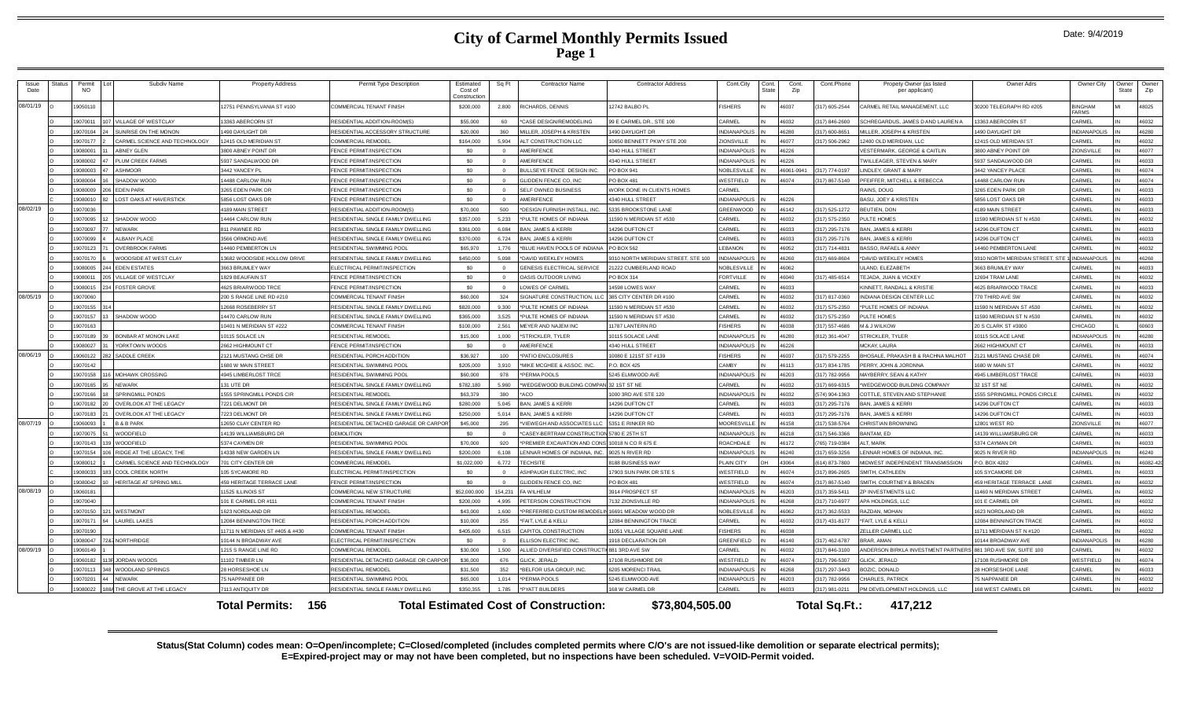# City of Carmel Monthly Permits Issued

Date: 9/4/2019

| Issue Date | Status | Permit NO | Lot | Subdiv Name | Property Address | Permit Type Description | Estimated Cost of Construction | Sq Ft | Contractor Name | Contractor Address | Cont.City | Cont. State | Cont. Zip | Cont.Phone | Propety Owner (as listed per applicant) | Owner Adrs | Owner City | Owner State | Owner Zip |
|---|---|---|---|---|---|---|---|---|---|---|---|---|---|---|---|---|---|---|---|
| 08/01/19 | O | 19050110 | | | 12751 PENNSYLVANIA ST #100 | COMMERCIAL TENANT FINISH | $200,000 | 2,800 | RICHARDS, DENNIS | 12742 BALBO PL | FISHERS | IN | 46037 | (317) 605-2544 | CARMEL RETAIL MANAGEMENT, LLC | 30200 TELEGRAPH RD #205 | BINGHAM FARMS | MI | 48025 |
| | O | 19070011 | 107 | VILLAGE OF WESTCLAY | 13363 ABERCORN ST | RESIDENTIAL ADDITION-ROOM(S) | $55,000 | 60 | *CASE DESIGN/REMODELING | 99 E CARMEL DR., STE 100 | CARMEL | IN | 46032 | (317) 846-2600 | SCHREGARDUS, JAMES D AND LAUREN A | 13363 ABERCORN ST | CARMEL | IN | 46032 |
| | O | 19070104 | 24 | SUNRISE ON THE MONON | 1490 DAYLIGHT DR | RESIDENTIAL ACCESSORY STRUCTURE | $20,000 | 360 | MILLER, JOSEPH & KRISTEN | 1490 DAYLIGHT DR | INDIANAPOLIS | IN | 46280 | (317) 600-8651 | MILLER, JOSEPH & KRISTEN | 1490 DAYLIGHT DR | INDIANAPOLIS | IN | 46280 |
| | O | 19070177 | 2 | CARMEL SCIENCE AND TECHNOLOGY | 12415 OLD MERIDIAN ST | COMMERCIAL REMODEL | $164,000 | 5,904 | ALT CONSTRUCTION LLC | 10650 BENNETT PKWY STE 200 | ZIONSVILLE | IN | 46077 | (317) 506-2962 | 12400 OLD MERIDIAN, LLC | 12415 OLD MERIDAN ST | CARMEL | IN | 46032 |
| | O | 19080001 | 11 | ABNEY GLEN | 3800 ABNEY POINT DR | FENCE PERMIT/INSPECTION | $0 | 0 | AMERIFENCE | 4340 HULL STREET | INDIANAPOLIS | IN | 46226 | | VESTERMARK, GEORGE & CAITLIN | 3800 ABNEY POINT DR | ZIONSVILLE | IN | 46077 |
| | O | 19080002 | 47 | PLUM CREEK FARMS | 5937 SANDALWOOD DR | FENCE PERMIT/INSPECTION | $0 | 0 | AMERIFENCE | 4340 HULL STREET | INDIANAPOLIS | IN | 46226 | | TWILLEAGER, STEVEN & MARY | 5937 SANDALWOOD DR | CARMEL | IN | 46033 |
| | O | 19080003 | 47 | ASHMOOR | 3442 YANCEY PL | FENCE PERMIT/INSPECTION | $0 | 0 | BULLSEYE FENCE DESIGN INC. | PO BOX 941 | NOBLESVILLE | IN | 46061-0941 | (317) 774-0197 | LINDLEY, GRANT & MARY | 3442 YANCEY PLACE | CARMEL | IN | 46074 |
| | O | 19080004 | 16 | SHADOW WOOD | 14488 CARLOW RUN | FENCE PERMIT/INSPECTION | $0 | 0 | GLIDDEN FENCE CO, INC | PO BOX 481 | WESTFIELD | IN | 46074 | (317) 867-5140 | PFEIFFER, MITCHELL & REBECCA | 14488 CARLOW RUN | CARMEL | IN | 46074 |
| | O | 19080009 | 206 | EDEN PARK | 3265 EDEN PARK DR | FENCE PERMIT/INSPECTION | $0 | 0 | SELF OWNED BUSINESS | WORK DONE IN CLIENTS HOMES | CARMEL | | | | RAINS, DOUG | 3265 EDEN PARK DR | CARMEL | IN | 46033 |
| | C | 19080010 | 82 | LOST OAKS AT HAVERSTICK | 5856 LOST OAKS DR | FENCE PERMIT/INSPECTION | $0 | 0 | AMERIFENCE | 4340 HULL STREET | INDIANAPOLIS | IN | 46226 | | BASU, JOEY & KRISTEN | 5856 LOST OAKS DR | CARMEL | IN | 46033 |
| 08/02/19 | O | 19070036 | | | 4189 MAIN STREET | RESIDENTIAL ADDITION-ROOM(S) | $70,000 | 500 | *DESIGN FURNISH INSTALL, INC. | 5335 BROOKSTONE LANE | GREENWOOD | IN | 46142 | (317) 525-1272 | BEUTIEN, DON | 4189 MAIN STREET | CARMEL | IN | 46033 |
| | O | 19070095 | 12 | SHADOW WOOD | 14464 CARLOW RUN | RESIDENTIAL SINGLE FAMILY DWELLING | $357,000 | 5,233 | *PULTE HOMES OF INDIANA | 11590 N MERIDIAN ST #530 | CARMEL | IN | 46032 | (317) 575-2350 | PULTE HOMES | 11590 MERIDIAN ST N #530 | CARMEL | IN | 46032 |
| | O | 19070097 | 77 | NEWARK | 811 PAWNEE RD | RESIDENTIAL SINGLE FAMILY DWELLING | $361,000 | 6,084 | BAN, JAMES & KERRI | 14296 DUFTON CT | CARMEL | IN | 46033 | (317) 295-7176 | BAN, JAMES & KERRI | 14296 DUFTON CT | CARMEL | IN | 46033 |
| | O | 19070099 | 4 | ALBANY PLACE | 3566 ORMOND AVE | RESIDENTIAL SINGLE FAMILY DWELLING | $370,000 | 6,724 | BAN, JAMES & KERRI | 14296 DUFTON CT | CARMEL | IN | 46033 | (317) 295-7176 | BAN, JAMES & KERRI | 14296 DUFTON CT | CARMEL | IN | 46033 |
| | O | 19070123 | 71 | OVERBROOK FARMS | 14460 PEMBERTON LN | RESIDENTIAL SWIMMING POOL | $65,970 | 1,776 | *BLUE HAVEN POOLS OF INDIANA | PO BOX 562 | LEBANON | IN | 46052 | (317) 714-4831 | BASSO, RAFAEL & ANNY | 14460 PEMBERTON LANE | CARMEL | IN | 46032 |
| | O | 19070170 | 6 | WOODSIDE AT WEST CLAY | 13682 WOODSIDE HOLLOW DRIVE | RESIDENTIAL SINGLE FAMILY DWELLING | $450,000 | 5,098 | *DAVID WEEKLEY HOMES | 9310 NORTH MERIDIAN STREET, STE 100 | INDIANAPOLIS | IN | 46260 | (317) 669-8604 | *DAVID WEEKLEY HOMES | 9310 NORTH MERIDIAN STREET, STE 1 | INDIANAPOLIS | IN | 46260 |
| | O | 19080005 | 244 | EDEN ESTATES | 3663 BRUMLEY WAY | ELECTRICAL PERMIT/INSPECTION | $0 | 0 | GENESIS ELECTRICAL SERVICE | 21222 CUMBERLAND ROAD | NOBLESVILLE | IN | 46062 | | ULAND, ELEZABETH | 3663 BRUMLEY WAY | CARMEL | IN | 46033 |
| | O | 19080011 | 205 | VILLAGE OF WESTCLAY | 1829 BEAUFAIN ST | FENCE PERMIT/INSPECTION | $0 | 0 | OASIS OUTDOOR LIVING | PO BOX 314 | FORTVILLE | IN | 46040 | (317) 485-6514 | TEJADA, JUAN & VICKEY | 12694 TRAM LANE | CARMEL | IN | 46032 |
| | O | 19080015 | 234 | FOSTER GROVE | 4625 BRIARWOOD TRCE | FENCE PERMIT/INSPECTION | $0 | 0 | LOWES OF CARMEL | 14598 LOWES WAY | CARMEL | IN | 46033 | | KINNETT, RANDALL & KRISTIE | 4625 BRIARWOOD TRACE | CARMEL | IN | 46033 |
| 08/05/19 | O | 19070060 | | | 200 S RANGE LINE RD #210 | COMMERCIAL TENANT FINISH | $60,000 | 324 | SIGNATURE CONSTRUCTION, LLC | 385 CITY CENTER DR #100 | CARMEL | IN | 46032 | (317) 817-0360 | INDIANA DESIGN CENTER LLC | 770 THIRD AVE SW | CARMEL | IN | 46032 |
| | O | 19070155 | 314 | | 12688 ROSEBERRY ST | RESIDENTIAL SINGLE FAMILY DWELLING | $820,000 | 9,300 | *PULTE HOMES OF INDIANA | 11590 N MERIDIAN ST #530 | CARMEL | IN | 46032 | (317) 575-2350 | *PULTE HOMES OF INDIANA | 11590 N MERIDIAN ST #530 | CARMEL | IN | 46032 |
| | O | 19070157 | 13 | SHADOW WOOD | 14470 CARLOW RUN | RESIDENTIAL SINGLE FAMILY DWELLING | $365,000 | 3,525 | *PULTE HOMES OF INDIANA | 11590 N MERIDIAN ST #530 | CARMEL | IN | 46032 | (317) 575-2350 | PULTE HOMES | 11590 MERIDIAN ST N #530 | CARMEL | IN | 46032 |
| | O | 19070163 | | | 10401 N MERIDIAN ST #222 | COMMERCIAL TENANT FINISH | $100,000 | 2,561 | MEYER AND NAJEM INC | 11787 LANTERN RD | FISHERS | IN | 46038 | (317) 557-4686 | M & J WILKOW | 20 S CLARK ST #3000 | CHICAGO | IL | 60603 |
| | O | 19070189 | 39 | BONBAR AT MONON LAKE | 10115 SOLACE LN | RESIDENTIAL REMODEL | $15,000 | 1,000 | *STRICKLER, TYLER | 10115 SOLACE LANE | INDIANAPOLIS | IN | 46280 | (812) 361-4047 | STRICKLER, TYLER | 10115 SOLACE LANE | INDIANAPOLIS | IN | 46280 |
| | O | 19080027 | 31 | YORKTOWN WOODS | 2662 HIGHMOUNT CT | FENCE PERMIT/INSPECTION | $0 | 0 | AMERIFENCE | 4340 HULL STREET | INDIANAPOLIS | IN | 46226 | | MCKAY, LAURA | 2662 HIGHMOUNT CT | CARMEL | IN | 46033 |
| 08/06/19 | O | 19060122 | 282 | SADDLE CREEK | 2121 MUSTANG CHSE DR | RESIDENTIAL PORCH ADDITION | $36,927 | 100 | *PATIO ENCLOSURES | 10080 E 121ST ST #139 | FISHERS | IN | 46037 | (317) 579-2255 | BHOSALE, PRAKASH B & RACHNA MALHOT | 2121 MUSTANG CHASE DR | CARMEL | IN | 46074 |
| | O | 19070142 | | | 1680 W MAIN STREET | RESIDENTIAL SWIMMING POOL | $205,000 | 3,910 | *MIKE MCGHEE & ASSOC. INC. | P.O. BOX 425 | CAMBY | IN | 46113 | (317) 834-1785 | PERRY, JOHN & JORDNNA | 1680 W MAIN ST | CARMEL | IN | 46032 |
| | O | 19070158 | 116 | MOHAWK CROSSING | 4945 LIMBERLOST TRCE | RESIDENTIAL SWIMMING POOL | $60,000 | 978 | *PERMA POOLS | 5245 ELMWOOD AVE | INDIANAPOLIS | IN | 46203 | (317) 782-9956 | MAYBERRY, SEAN & KATHY | 4945 LIMBERLOST TRACE | CARMEL | IN | 46033 |
| | O | 19070165 | 95 | NEWARK | 131 UTE DR | RESIDENTIAL SINGLE FAMILY DWELLING | $782,180 | 5,960 | *WEDGEWOOD BUILDING COMPANY | 32 1ST ST NE | CARMEL | IN | 46032 | (317) 669-6315 | *WEDGEWOOD BUILDING COMPANY | 32 1ST ST NE | CARMEL | IN | 46032 |
| | O | 19070166 | 18 | SPRINGMILL PONDS | 1555 SPRINGMILL PONDS CIR | RESIDENTIAL REMODEL | $63,379 | 380 | *ACO | 1000 3RD AVE STE 120 | INDIANAPOLIS | IN | 46032 | (574) 904-1363 | COTTLE, STEVEN AND STEPHANIE | 1555 SPRINGMILL PONDS CIRCLE | CARMEL | IN | 46032 |
| | O | 19070182 | 20 | OVERLOOK AT THE LEGACY | 7221 DELMONT DR | RESIDENTIAL SINGLE FAMILY DWELLING | $280,000 | 5,045 | BAN, JAMES & KERRI | 14296 DUFTON CT | CARMEL | IN | 46033 | (317) 295-7176 | BAN, JAMES & KERRI | 14296 DUFTON CT | CARMEL | IN | 46033 |
| | O | 19070183 | 21 | OVERLOOK AT THE LEGACY | 7223 DELMONT DR | RESIDENTIAL SINGLE FAMILY DWELLING | $250,000 | 5,014 | BAN, JAMES & KERRI | 14296 DUFTON CT | CARMEL | IN | 46033 | (317) 295-7176 | BAN, JAMES & KERRI | 14296 DUFTON CT | CARMEL | IN | 46033 |
| 08/07/19 | O | 19060093 | 1 | B & B PARK | 12650 CLAY CENTER RD | RESIDENTIAL DETACHED GARAGE OR CARPOR | $45,000 | 295 | *VIEWEGH AND ASSOCIATES LLC | 5351 E RINKER RD | MOORESVILLE | IN | 46158 | (317) 538-5764 | CHRISTIAN BROWNING | 12801 WEST RD | ZIONSVILLE | IN | 46077 |
| | O | 19070075 | 51 | WOODFIELD | 14139 WILLIAMSBURG DR | DEMOLITION | $0 | 0 | *CASEY-BERTRAM CONSTRUCTION | 5780 E 25TH ST | INDIANAPOLIS | IN | 46218 | (317) 546-3366 | BANTAM, ED | 14139 WILLIAMSBURG DR | CARMEL | IN | 46033 |
| | O | 19070143 | 139 | WOODFIELD | 5374 CAYMEN DR | RESIDENTIAL SWIMMING POOL | $70,000 | 920 | *PREMIER EXCAVATION AND CONS | 10018 N CO R 675 E | ROACHDALE | IN | 46172 | (765) 719-0384 | ALT, MARK | 5374 CAYMAN DR | CARMEL | IN | 46033 |
| | O | 19070154 | 106 | RIDGE AT THE LEGACY, THE | 14338 NEW GARDEN LN | RESIDENTIAL SINGLE FAMILY DWELLING | $200,000 | 6,108 | LENNAR HOMES OF INDIANA, INC. | 9025 N RIVER RD | INDIANAPOLIS | IN | 46240 | (317) 659-3256 | LENNAR HOMES OF INDIANA, INC. | 9025 N RIVER RD | INDIANAPOLIS | IN | 46240 |
| | O | 19080012 | 1 | CARMEL SCIENCE AND TECHNOLOGY | 701 CITY CENTER DR | COMMERCIAL REMODEL | $1,022,000 | 6,772 | TECHSITE | 8188 BUSINESS WAY | PLAIN CITY | OH | 43064 | (614) 873-7800 | MIDWEST INDEPENDENT TRANSMISSION | P.O. BOX 4202 | CARMEL | IN | 46082-42 |
| | C | 19080033 | 183 | COOL CREEK NORTH | 105 SYCAMORE RD | ELECTRICAL PERMIT/INSPECTION | $0 | 0 | ASHPAUGH ELECTRIC, INC | 17903 SUN PARK DR STE 5 | WESTFIELD | IN | 46074 | (317) 896-2605 | SMITH, CATHLEEN | 105 SYCAMORE DR | CARMEL | IN | 46033 |
| | O | 19080042 | 10 | HERITAGE AT SPRING MILL | 459 HERITAGE TERRACE LANE | FENCE PERMIT/INSPECTION | $0 | 0 | GLIDDEN FENCE CO, INC | PO BOX 481 | WESTFIELD | IN | 46074 | (317) 867-5140 | SMITH, COURTNEY & BRADEN | 459 HERITAGE TERRACE LANE | CARMEL | IN | 46032 |
| 08/08/19 | O | 19060181 | | | 11525 ILLINOIS ST | COMMERCIAL NEW STRUCTURE | $52,000,000 | 154,231 | FA WILHELM | 3914 PROSPECT ST | INDIANAPOLIS | IN | 46203 | (317) 359-5411 | ZP INVESTMENTS LLC | 11460 N MERIDIAN STREET | CARMEL | IN | 46032 |
| | O | 19070040 | | | 101 E CARMEL DR #111 | COMMERCIAL TENANT FINISH | $200,000 | 4,995 | PETERSON CONSTRUCTION | 7132 ZIONSVILLE RD | INDIANAPOLIS | IN | 46268 | (317) 710-6977 | APA HOLDINGS, LLC | 101 E CARMEL DR | CARMEL | IN | 46032 |
| | O | 19070150 | 121 | WESTMONT | 1623 NORDLAND DR | RESIDENTIAL REMODEL | $43,000 | 1,600 | *PREFERRED CUSTOM REMODELIN | 16691 MEADOW WOOD DR | NOBLESVILLE | IN | 46062 | (317) 362-5533 | RAZDAN, MOHAN | 1623 NORDLAND DR | CARMEL | IN | 46032 |
| | O | 19070171 | 64 | LAUREL LAKES | 12084 BENNINGTON TRCE | RESIDENTIAL PORCH ADDITION | $10,000 | 255 | *FAIT, LYLE & KELLI | 12084 BENNINGTON TRACE | CARMEL | IN | 46032 | (317) 431-8177 | *FAIT, LYLE & KELLI | 12084 BENNINGTON TRACE | CARMEL | IN | 46032 |
| | O | 19070190 | | | 11711 N MERIDIAN ST #405 & #430 | COMMERCIAL TENANT FINISH | $405,600 | 6,515 | CAPITOL CONSTRUCTION | 11051 VILLAGE SQUARE LANE | FISHERS | IN | 46038 | | ZELLER CARMEL LLC | 11711 MERIDIAN ST N #120 | CARMEL | IN | 46032 |
| | O | 19080047 | 72A | NORTHRIDGE | 10144 N BROADWAY AVE | ELECTRICAL PERMIT/INSPECTION | $0 | 0 | ELLISON ELECTRIC INC. | 1918 DECLARATION DR | GREENFIELD | IN | 46140 | (317) 462-6787 | BRAR, AMAN | 10144 BROADWAY AVE | INDIANAPOLIS | IN | 46280 |
| 08/09/19 | O | 19060149 | | | 1215 S RANGE LINE RD | COMMERCIAL REMODEL | $30,000 | 1,500 | ALLIED DIVERSIFIED CONSTRUCTI | 881 3RD AVE SW | CARMEL | IN | 46032 | (317) 846-3100 | ANDERSON BIRKLA INVESTMENT PARTNERS | 881 3RD AVE SW, SUITE 100 | CARMEL | IN | 46032 |
| | O | 19060182 | 113F | JORDAN WOODS | 11102 TIMBER LN | RESIDENTIAL DETACHED GARAGE OR CARPOR | $36,000 | 676 | GLICK, JERALD | 17108 RUSHMORE DR | WESTFIELD | IN | 46074 | (317) 796-5307 | GLICK, JERALD | 17108 RUSHMORE DR | WESTFIELD | IN | 46074 |
| | O | 19070113 | 348 | WOODLAND SPRINGS | 28 HORSESHOE LN | RESIDENTIAL REMODEL | $31,500 | 352 | *BELFOR USA GROUP, INC. | 6205 MORENCI TRAIL | INDIANAPOLIS | IN | 46268 | (317) 297-3443 | BOZIC, DONALD | 28 HORSESHOE LANE | CARMEL | IN | 46033 |
| | O | 19070201 | 44 | NEWARK | 75 NAPPANEE DR | RESIDENTIAL SWIMMING POOL | $65,000 | 1,014 | *PERMA POOLS | 5245 ELMWOOD AVE | INDIANAPOLIS | IN | 46203 | (317) 782-9956 | CHARLES, PATRICK | 75 NAPPANEE DR | CARMEL | IN | 46032 |
| | O | 19080022 | 188A | THE GROVE AT THE LEGACY | 7113 ANTIQUITY DR | RESIDENTIAL SINGLE FAMILY DWELLING | $350,355 | 1,785 | *PYATT BUILDERS | 168 W CARMEL DR | CARMEL | IN | 46033 | (317) 981-0211 | PM DEVELOPMENT HOLDINGS, LLC | 168 WEST CARMEL DR | CARMEL | IN | 46032 |

**Total Permits: 156**   **Total Estimated Cost of Construction: $73,804,505.00**   **Total Sq.Ft.: 417,212**

**Status(Stat Column) codes mean: O=Open/incomplete; C=Closed/completed (includes completed permits where C/O's are not issued-like demolition or separate electrical permits); E=Expired-project may or may not have been completed, but no inspections have been scheduled. V=VOID-Permit voided.**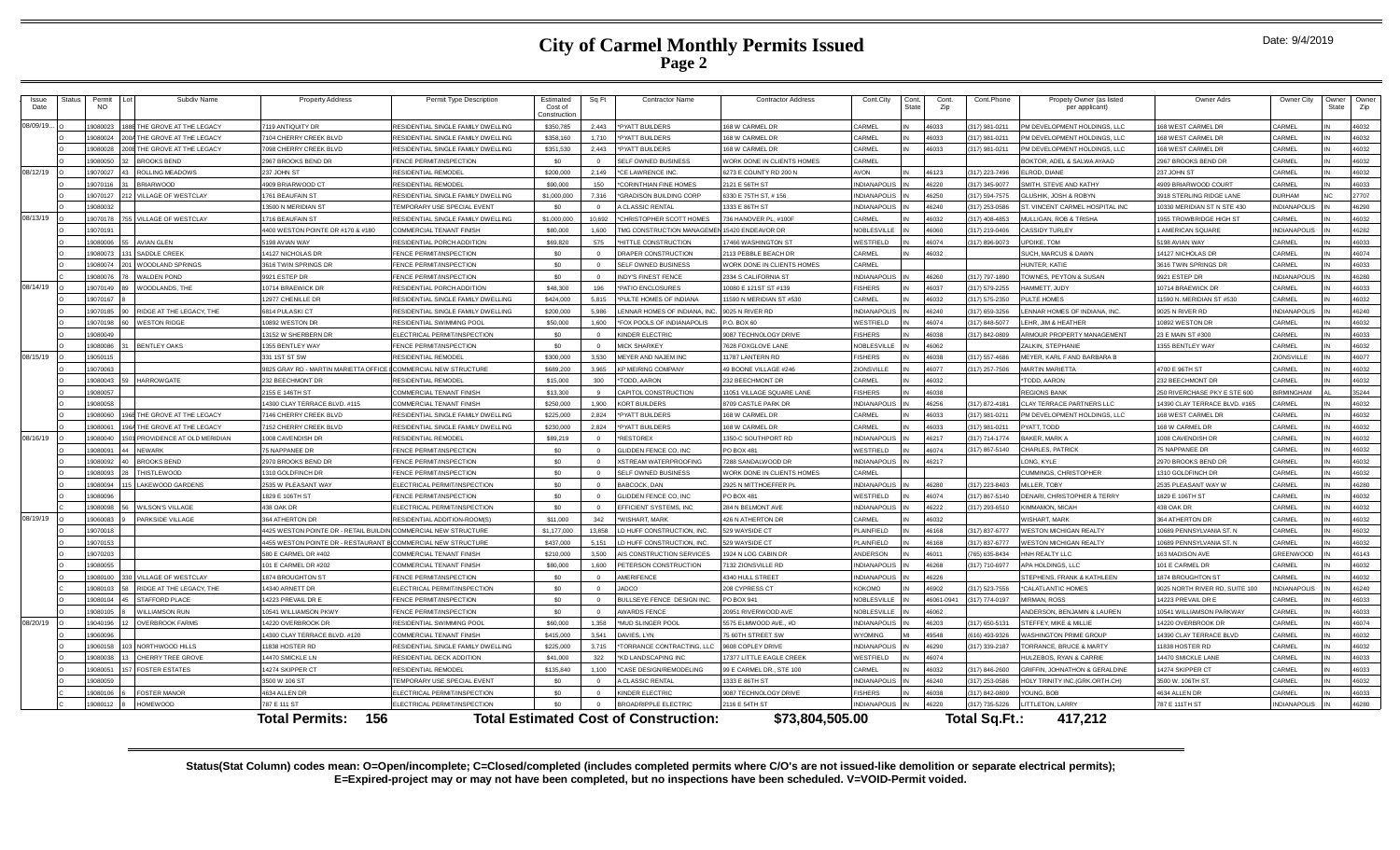# City of Carmel Monthly Permits Issued
## Page 2

Date: 9/4/2019

| Issue Date | Status | Permit NO | Lot | Subdiv Name | Property Address | Permit Type Description | Estimated Cost of Construction | Sq Ft | Contractor Name | Contractor Address | Cont.City | Cont. State | Cont. Zip | Cont.Phone | Propety Owner (as listed per applicant) | Owner Adrs | Owner City | Owner State | Owner Zip |
|---|---|---|---|---|---|---|---|---|---|---|---|---|---|---|---|---|---|---|---|
| 08/09/19... | O | 19080023 | 1888 | THE GROVE AT THE LEGACY | 7119 ANTIQUITY DR | RESIDENTIAL SINGLE FAMILY DWELLING | $350,785 | 2,443 | *PYATT BUILDERS | 168 W CARMEL DR | CARMEL | IN | 46033 | (317) 981-0211 | PM DEVELOPMENT HOLDINGS, LLC | 168 WEST CARMEL DR | CARMEL | IN | 46032 |
| | O | 19080024 | 2004 | THE GROVE AT THE LEGACY | 7104 CHERRY CREEK BLVD | RESIDENTIAL SINGLE FAMILY DWELLING | $358,160 | 1,710 | *PYATT BUILDERS | 168 W CARMEL DR | CARMEL | IN | 46033 | (317) 981-0211 | PM DEVELOPMENT HOLDINGS, LLC | 168 WEST CARMEL DR | CARMEL | IN | 46032 |
| | O | 19080028 | 2008 | THE GROVE AT THE LEGACY | 7098 CHERRY CREEK BLVD | RESIDENTIAL SINGLE FAMILY DWELLING | $351,530 | 2,443 | *PYATT BUILDERS | 168 W CARMEL DR | CARMEL | IN | 46033 | (317) 981-0211 | PM DEVELOPMENT HOLDINGS, LLC | 168 WEST CARMEL DR | CARMEL | IN | 46032 |
| | O | 19080050 | 23 | BROOKS BEND | 2967 BROOKS BEND DR | FENCE PERMIT/INSPECTION | $0 | 0 | SELF OWNED BUSINESS | WORK DONE IN CLIENTS HOMES | CARMEL | | | | BOKTOR, ADEL & SALWA AYAAD | 2967 BROOKS BEND DR | CARMEL | IN | 46032 |
| 08/12/19 | O | 19070027 | 43 | ROLLING MEADOWS | 237 JOHN ST | RESIDENTIAL REMODEL | $200,000 | 2,149 | *CE LAWRENCE INC. | 6273 E COUNTY RD 200 N | AVON | IN | 46123 | (317) 223-7496 | ELROD, DIANE | 237 JOHN ST | CARMEL | IN | 46032 |
| | O | 19070116 | 31 | BRIARWOOD | 4909 BRIARWOOD CT | RESIDENTIAL REMODEL | $90,000 | 150 | *CORINTHIAN FINE HOMES | 2121 E 56TH ST | INDIANAPOLIS | IN | 46220 | (317) 345-9077 | SMITH, STEVE AND KATHY | 4909 BRIARWOOD COURT | CARMEL | IN | 46033 |
| | O | 19070127 | 212 | VILLAGE OF WESTCLAY | 1761 BEAUFAIN ST | RESIDENTIAL SINGLE FAMILY DWELLING | $1,000,000 | 7,316 | *GRADISON BUILDING CORP | 6330 E 75TH ST, # 156 | INDIANAPOLIS | IN | 46250 | (317) 594-7575 | GLUSHIK, JOSH & ROBYN | 3918 STERLING RIDGE LANE | DURHAM | NC | 27707 |
| | O | 19080032 | | | 13500 N MERIDIAN ST | TEMPORARY USE SPECIAL EVENT | $0 | 0 | A CLASSIC RENTAL | 1333 E 86TH ST | INDIANAPOLIS | IN | 46240 | (317) 253-0586 | ST. VINCENT CARMEL HOSPITAL INC | 10330 MERIDIAN ST N STE 430 | INDIANAPOLIS | IN | 46290 |
| 08/13/19 | O | 19070178 | 755 | VILLAGE OF WESTCLAY | 1716 BEAUFAIN ST | RESIDENTIAL SINGLE FAMILY DWELLING | $1,000,000 | 10,692 | *CHRISTOPHER SCOTT HOMES | 736 HANOVER PL, #100F | CARMEL | IN | 46032 | (317) 408-4853 | MULLIGAN, ROB & TRISHA | 1955 TROWBRIDGE HIGH ST | CARMEL | IN | 46032 |
| | O | 19070191 | | | 4400 WESTON POINTE DR #170 & #180 | COMMERCIAL TENANT FINISH | $80,000 | 1,600 | TMG CONSTRUCTION MANAGEMENT | 15420 ENDEAVOR DR | NOBLESVILLE | IN | 46060 | (317) 219-0406 | CASSIDY TURLEY | 1 AMERICAN SQUARE | INDIANAPOLIS | IN | 46282 |
| | O | 19080006 | 55 | AVIAN GLEN | 5198 AVIAN WAY | RESIDENTIAL PORCH ADDITION | $69,820 | 575 | *HITTLE CONSTRUCTION | 17466 WASHINGTON ST | WESTFIELD | IN | 46074 | (317) 896-9073 | UPDIKE, TOM | 5198 AVIAN WAY | CARMEL | IN | 46033 |
| | O | 19080073 | 131 | SADDLE CREEK | 14127 NICHOLAS DR | FENCE PERMIT/INSPECTION | $0 | 0 | DRAPER CONSTRUCTION | 2113 PEBBLE BEACH DR | CARMEL | IN | 46032 | | SUCH, MARCUS & DAWN | 14127 NICHOLAS DR | CARMEL | IN | 46074 |
| | O | 19080074 | 201 | WOODLAND SPRINGS | 3616 TWIN SPRINGS DR | FENCE PERMIT/INSPECTION | $0 | 0 | SELF OWNED BUSINESS | WORK DONE IN CLIENTS HOMES | CARMEL | | | | HUNTER, KATIE | 3616 TWIN SPRINGS DR | CARMEL | IN | 46033 |
| | C | 19080076 | 78 | WALDEN POND | 9921 ESTEP DR | FENCE PERMIT/INSPECTION | $0 | 0 | INDY'S FINEST FENCE | 2334 S CALIFORNIA ST | INDIANAPOLIS | IN | 46260 | (317) 797-1890 | TOWNES, PEYTON & SUSAN | 9921 ESTEP DR | INDIANAPOLIS | IN | 46280 |
| 08/14/19 | O | 19070149 | 89 | WOODLANDS, THE | 10714 BRAEWICK DR | RESIDENTIAL PORCH ADDITION | $48,300 | 196 | *PATIO ENCLOSURES | 10080 E 121ST ST #139 | FISHERS | IN | 46037 | (317) 579-2255 | HAMMETT, JUDY | 10714 BRAEWICK DR | CARMEL | IN | 46033 |
| | O | 19070167 | 8 | | 12977 CHENILLE DR | RESIDENTIAL SINGLE FAMILY DWELLING | $424,000 | 5,815 | *PULTE HOMES OF INDIANA | 11590 N MERIDIAN ST #530 | CARMEL | IN | 46032 | (317) 575-2350 | PULTE HOMES | 11590 N. MERIDIAN ST #530 | CARMEL | IN | 46032 |
| | O | 19070185 | 90 | RIDGE AT THE LEGACY, THE | 6814 PULASKI CT | RESIDENTIAL SINGLE FAMILY DWELLING | $200,000 | 5,986 | LENNAR HOMES OF INDIANA, INC. | 9025 N RIVER RD | INDIANAPOLIS | IN | 46240 | (317) 659-3256 | LENNAR HOMES OF INDIANA, INC. | 9025 N RIVER RD | INDIANAPOLIS | IN | 46240 |
| | O | 19070198 | 60 | WESTON RIDGE | 10892 WESTON DR | RESIDENTIAL SWIMMING POOL | $50,000 | 1,600 | *FOX POOLS OF INDIANAPOLIS | P.O. BOX 60 | WESTFIELD | IN | 46074 | (317) 848-5077 | LEHR, JIM & HEATHER | 10892 WESTON DR | CARMEL | IN | 46032 |
| | O | 19080049 | | | 13152 W SHERBERN DR | ELECTRICAL PERMIT/INSPECTION | $0 | 0 | KINDER ELECTRIC | 9087 TECHNOLOGY DRIVE | FISHERS | IN | 46038 | (317) 842-0809 | ARMOUR PROPERTY MANAGEMENT | 23 E MAIN ST #300 | CARMEL | IN | 46033 |
| | O | 19080086 | 31 | BENTLEY OAKS | 1355 BENTLEY WAY | FENCE PERMIT/INSPECTION | $0 | 0 | MICK SHARKEY | 7628 FOXGLOVE LANE | NOBLESVILLE | IN | 46062 | | ZALKIN, STEPHANIE | 1355 BENTLEY WAY | CARMEL | IN | 46032 |
| 08/15/19 | O | 19050115 | | | 331 1ST ST SW | RESIDENTIAL REMODEL | $300,000 | 3,530 | MEYER AND NAJEM INC | 11787 LANTERN RD | FISHERS | IN | 46038 | (317) 557-4686 | MEYER, KARL F AND BARBARA B | | ZIONSVILLE | IN | 46077 |
| | O | 19070063 | | | 9825 GRAY RD - MARTIN MARIETTA OFFICE B | COMMERCIAL NEW STRUCTURE | $689,200 | 3,965 | KP MEIRING COMPANY | 49 BOONE VILLAGE #246 | ZIONSVILLE | IN | 46077 | (317) 257-7506 | MARTIN MARIETTA | 4700 E 96TH ST | CARMEL | IN | 46032 |
| | O | 19080043 | 59 | HARROWGATE | 232 BEECHMONT DR | RESIDENTIAL REMODEL | $15,000 | 300 | *TODD, AARON | 232 BEECHMONT DR | CARMEL | IN | 46032 | | *TODD, AARON | 232 BEECHMONT DR | CARMEL | IN | 46032 |
| | O | 19080057 | | | 2155 E 146TH ST | COMMERCIAL TENANT FINISH | $13,300 | 9 | CAPITOL CONSTRUCTION | 11051 VILLAGE SQUARE LANE | FISHERS | IN | 46038 | | REGIONS BANK | 250 RIVERCHASE PKY E STE 600 | BIRMINGHAM | AL | 35244 |
| | O | 19080058 | | | 14300 CLAY TERRACE BLVD. #115 | COMMERCIAL TENANT FINISH | $250,000 | 1,900 | KORT BUILDERS | 8709 CASTLE PARK DR | INDIANAPOLIS | IN | 46256 | (317) 872-4181 | CLAY TERRACE PARTNERS LLC | 14390 CLAY TERRACE BLVD. #165 | CARMEL | IN | 46032 |
| | O | 19080060 | 1968 | THE GROVE AT THE LEGACY | 7146 CHERRY CREEK BLVD | RESIDENTIAL SINGLE FAMILY DWELLING | $225,000 | 2,824 | *PYATT BUILDERS | 168 W CARMEL DR | CARMEL | IN | 46033 | (317) 981-0211 | PM DEVELOPMENT HOLDINGS, LLC | 168 WEST CARMEL DR | CARMEL | IN | 46032 |
| | O | 19080061 | 1964 | THE GROVE AT THE LEGACY | 7152 CHERRY CREEK BLVD | RESIDENTIAL SINGLE FAMILY DWELLING | $230,000 | 2,824 | *PYATT BUILDERS | 168 W CARMEL DR | CARMEL | IN | 46033 | (317) 981-0211 | PYATT, TODD | 168 W CARMEL DR | CARMEL | IN | 46032 |
| 08/16/19 | O | 19080040 | 1503 | PROVIDENCE AT OLD MERIDIAN | 1008 CAVENDISH DR | RESIDENTIAL REMODEL | $89,219 | 0 | *RESTOREX | 1350-C SOUTHPORT RD | INDIANAPOLIS | IN | 46217 | (317) 714-1774 | BAKER, MARK A | 1008 CAVENDISH DR | CARMEL | IN | 46032 |
| | O | 19080091 | 44 | NEWARK | 75 NAPPANEE DR | FENCE PERMIT/INSPECTION | $0 | 0 | GLIDDEN FENCE CO, INC | PO BOX 481 | WESTFIELD | IN | 46074 | (317) 867-5140 | CHARLES, PATRICK | 75 NAPPANEE DR | CARMEL | IN | 46032 |
| | O | 19080092 | 40 | BROOKS BEND | 2970 BROOKS BEND DR | FENCE PERMIT/INSPECTION | $0 | 0 | XSTREAM WATERPROOFING | 7288 SANDALWOOD DR | INDIANAPOLIS | IN | 46217 | | LONG, KYLE | 2970 BROOKS BEND DR | CARMEL | IN | 46032 |
| | O | 19080093 | 28 | THISTLEWOOD | 1310 GOLDFINCH DR | FENCE PERMIT/INSPECTION | $0 | 0 | SELF OWNED BUSINESS | WORK DONE IN CLIENTS HOMES | CARMEL | | | | CUMMINGS, CHRISTOPHER | 1310 GOLDFINCH DR | CARMEL | IN | 46032 |
| | O | 19080094 | 115 | LAKEWOOD GARDENS | 2535 W PLEASANT WAY | ELECTRICAL PERMIT/INSPECTION | $0 | 0 | BABCOCK, DAN | 2925 N MITTHOEFFER PL | INDIANAPOLIS | IN | 46280 | (317) 223-8403 | MILLER, TOBY | 2535 PLEASANT WAY W | CARMEL | IN | 46280 |
| | O | 19080096 | | | 1829 E 106TH ST | FENCE PERMIT/INSPECTION | $0 | 0 | GLIDDEN FENCE CO, INC | PO BOX 481 | WESTFIELD | IN | 46074 | (317) 867-5140 | DENARI, CHRISTOPHER & TERRY | 1829 E 106TH ST | CARMEL | IN | 46032 |
| | O | 19080098 | 56 | WILSON'S VILLAGE | 438 OAK DR | ELECTRICAL PERMIT/INSPECTION | $0 | 0 | EFFICIENT SYSTEMS, INC | 284 N BELMONT AVE | INDIANAPOLIS | IN | 46222 | (317) 293-6510 | KIMMAMON, MICAH | 438 OAK DR | CARMEL | IN | 46032 |
| 08/19/19 | O | 19060083 | 9 | PARKSIDE VILLAGE | 364 ATHERTON DR | RESIDENTIAL ADDITION-ROOM(S) | $11,000 | 342 | *WISHART, MARK | 426 N ATHERTON DR | CARMEL | IN | 46032 | | WISHART, MARK | 364 ATHERTON DR | CARMEL | IN | 46032 |
| | O | 19070018 | | | 4425 WESTON POINTE DR - RETAIL BUILDIN | COMMERCIAL NEW STRUCTURE | $1,177,000 | 13,858 | LD HUFF CONSTRUCTION, INC. | 529 WAYSIDE CT | PLAINFIELD | IN | 46168 | (317) 837-6777 | WESTON MICHIGAN REALTY | 10689 PENNSYLVANIA ST. N | CARMEL | IN | 46032 |
| | O | 19070153 | | | 4455 WESTON POINTE DR - RESTAURANT B | COMMERCIAL NEW STRUCTURE | $437,000 | 5,151 | LD HUFF CONSTRUCTION, INC. | 529 WAYSIDE CT | PLAINFIELD | IN | 46168 | (317) 837-6777 | WESTON MICHIGAN REALTY | 10689 PENNSYLVANIA ST. N | CARMEL | IN | 46032 |
| | O | 19070203 | | | 580 E CARMEL DR #402 | COMMERCIAL TENANT FINISH | $210,000 | 3,500 | AIS CONSTRUCTION SERVICES | 1924 N LOG CABIN DR | ANDERSON | IN | 46011 | (765) 635-8434 | HNH REALTY LLC | 163 MADISON AVE | GREENWOOD | IN | 46143 |
| | O | 19080055 | | | 101 E CARMEL DR #202 | COMMERCIAL TENANT FINISH | $80,000 | 1,600 | PETERSON CONSTRUCTION | 7132 ZIONSVILLE RD | INDIANAPOLIS | IN | 46268 | (317) 710-6977 | APA HOLDINGS, LLC | 101 E CARMEL DR | CARMEL | IN | 46032 |
| | O | 19080100 | 330 | VILLAGE OF WESTCLAY | 1874 BROUGHTON ST | FENCE PERMIT/INSPECTION | $0 | 0 | AMERIFENCE | 4340 HULL STREET | INDIANAPOLIS | IN | 46226 | | STEPHENS, FRANK & KATHLEEN | 1874 BROUGHTON ST | CARMEL | IN | 46032 |
| | O | 19080103 | 58 | RIDGE AT THE LEGACY, THE | 14340 ARNETT DR | ELECTRICAL PERMIT/INSPECTION | $0 | 0 | JADCO | 208 CYPRESS CT | KOKOMO | IN | 46902 | (317) 523-7556 | *CALATLANTIC HOMES | 9025 NORTH RIVER RD, SUITE 100 | INDIANAPOLIS | IN | 46240 |
| | O | 19080104 | 45 | STAFFORD PLACE | 14223 PREVAIL DR E | FENCE PERMIT/INSPECTION | $0 | 0 | BULLSEYE FENCE DESIGN INC. | PO BOX 941 | NOBLESVILLE | IN | 46061-0941 | (317) 774-0197 | MIRMAN, ROSS | 14223 PREVAIL DR E | CARMEL | IN | 46033 |
| | O | 19080105 | 8 | WILLIAMSON RUN | 10541 WILLIAMSON PKWY | FENCE PERMIT/INSPECTION | $0 | 0 | AWARDS FENCE | 20951 RIVERWOOD AVE | NOBLESVILLE | IN | 46062 | | ANDERSON, BENJAMIN & LAUREN | 10541 WILLIAMSON PARKWAY | CARMEL | IN | 46033 |
| 08/20/19 | O | 19040196 | 12 | OVERBROOK FARMS | 14220 OVERBROOK DR | RESIDENTIAL SWIMMING POOL | $60,000 | 1,358 | *MUD SLINGER POOL | 5575 ELMWOOD AVE., #D | INDIANAPOLIS | IN | 46203 | (317) 650-5131 | STEFFEY, MIKE & MILLIE | 14220 OVERBROOK DR | CARMEL | IN | 46074 |
| | O | 19060096 | | | 14300 CLAY TERRACE BLVD. #120 | COMMERCIAL TENANT FINISH | $415,000 | 3,541 | DAVIES, LYN | 75 60TH STREET SW | WYOMING | MI | 49548 | (616) 493-9326 | WASHINGTON PRIME GROUP | 14390 CLAY TERRACE BLVD | CARMEL | IN | 46032 |
| | O | 19060158 | 103 | NORTHWOOD HILLS | 11838 HOSTER RD | RESIDENTIAL SINGLE FAMILY DWELLING | $225,000 | 3,715 | *TORRANCE CONTRACTING, LLC | 9608 COPLEY DRIVE | INDIANAPOLIS | IN | 46290 | (317) 339-2187 | TORRANCE, BRUCE & MARTY | 11838 HOSTER RD | CARMEL | IN | 46032 |
| | O | 19080038 | 13 | CHERRY TREE GROVE | 14470 SMICKLE LN | RESIDENTIAL DECK ADDITION | $41,000 | 322 | *KD LANDSCAPING INC | 17377 LITTLE EAGLE CREEK | WESTFIELD | IN | 46074 | | HULZEBOS, RYAN & CARRIE | 14470 SMICKLE LANE | CARMEL | IN | 46033 |
| | O | 19080051 | 157 | FOSTER ESTATES | 14274 SKIPPER CT | RESIDENTIAL REMODEL | $135,840 | 1,100 | *CASE DESIGN/REMODELING | 99 E CARMEL DR., STE 100 | CARMEL | IN | 46032 | (317) 846-2600 | GRIFFIN, JOHNATHON & GERALDINE | 14274 SKIPPER CT | CARMEL | IN | 46033 |
| | O | 19080059 | | | 3500 W 106 ST | TEMPORARY USE SPECIAL EVENT | $0 | 0 | A CLASSIC RENTAL | 1333 E 86TH ST | INDIANAPOLIS | IN | 46240 | (317) 253-0586 | HOLY TRINITY INC.(GRK.ORTH.CH) | 3500 W. 106TH ST. | CARMEL | IN | 46032 |
| | O | 19080106 | 8 | FOSTER MANOR | 4634 ALLEN DR | ELECTRICAL PERMIT/INSPECTION | $0 | 0 | KINDER ELECTRIC | 9087 TECHNOLOGY DRIVE | FISHERS | IN | 46038 | (317) 842-0809 | YOUNG, BOB | 4634 ALLEN DR | CARMEL | IN | 46033 |
| | C | 19080112 | 8 | HOMEWOOD | 787 E 111 ST | ELECTRICAL PERMIT/INSPECTION | $0 | 0 | BROADRIPPLE ELECTRIC | 2116 E 54TH ST | INDIANAPOLIS | IN | 46220 | (317) 735-5226 | LITTLETON, LARRY | 787 E 111TH ST | INDIANAPOLIS | IN | 46280 |

**Total Permits: 156** **Total Estimated Cost of Construction: $73,804,505.00** **Total Sq.Ft.: 417,212**

**Status(Stat Column) codes mean: O=Open/incomplete; C=Closed/completed (includes completed permits where C/O's are not issued-like demolition or separate electrical permits); E=Expired-project may or may not have been completed, but no inspections have been scheduled. V=VOID-Permit voided.**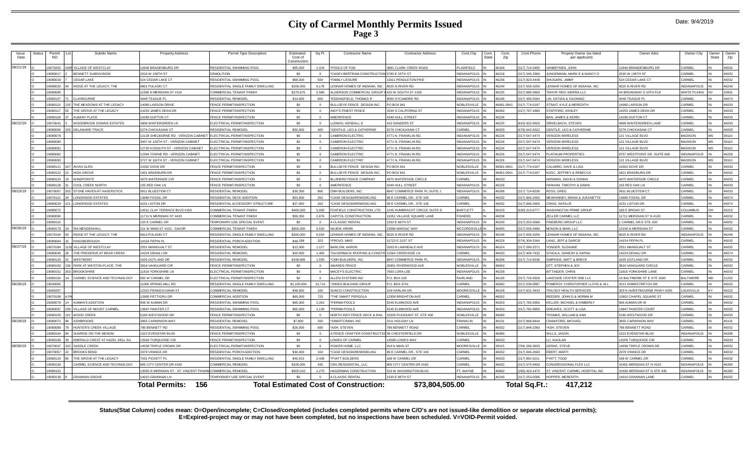# City of Carmel Monthly Permits Issued
## Page 3

Date: 9/4/2019

| Issue Date | Status | Permit NO | Lot | Subdiv Name | Property Address | Permit Type Description | Estimated Cost of Construction | Sq Ft | Contractor Name | Contractor Address | Cont.City | Cont. State | Cont. Zip | Cont.Phone | Propety Owner (as listed per applicant) | Owner Adrs | Owner City | Owner State | Owner Zip |
|---|---|---|---|---|---|---|---|---|---|---|---|---|---|---|---|---|---|---|---|
| 08/21/19 | O | 19070202 | 1005 | VILLAGE OF WESTCLAY | 12646 BRADENBURG DR | RESIDENTIAL SWIMMING POOL | $55,000 | 1,104 | *POOLS OF FUN | 3891 CLARK CREEK ROAD | PLAINFIELD | IN | 46168 | (317) 714-3495 | VANBEYNEN, JOHN | 12646 BRANDENBURG DR | CARMEL | IN | 46032 |
| | O | 19080017 | 2 | BENNETT SUBDIVISION | 2010 W 136TH ST | DEMOLITION | $0 | 0 | *CASEY-BERTRAM CONSTRUCTION | 5780 E 25TH ST | INDIANAPOLIS | IN | 46218 | (317) 546-3366 | JUNGEMANN, MARK E & NANCY D | 2020 W 136TH ST | CARMEL | IN | 46032 |
| | O | 19080019 | 7 | CEDAR LAKE | 524 CEDAR LAKE CT | RESIDENTIAL SWIMMING POOL | $68,000 | 504 | *FAMILY LEISURE | 11811 PENDLETON PIKE | INDIANAPOLIS | IN | 46236 | (317) 823-4448 | SHUGARS, JIMMY | 524 CEDAR LAKE CT | CARMEL | IN | 46032 |
| | O | 19080020 | 94 | RIDGE AT THE LEGACY, THE | 6801 PULASKI CT | RESIDENTIAL SINGLE FAMILY DWELLING | $200,000 | 6,178 | LENNAR HOMES OF INDIANA, INC. | 9025 N RIVER RD | INDIANAPOLIS | IN | 46240 | (317) 659-3256 | LENNAR HOMES OF INDIANA, INC. | 9025 N RIVER RD | INDIANAPOLIS | IN | 46240 |
| | O | 19080085 | | | 11595 N MERIDIAN ST #110 | COMMERCIAL TENANT FINISH | $270,675 | 5,588 | ALDERSON COMMERCIAL GROUP I | 425 W SOUTH ST #100 | INDIANAPOLIS | IN | 46225 | (317) 889-3800 | TNHYIF REIV SIERRA LLC | 44 BROADWAY S 10TH FLR | WHITE PLAINS | NY | 10601 |
| | O | 19080107 | 71 | CLAYBOURNE | 4049 TEAGUE PL | RESIDENTIAL REMODEL | $14,000 | 900 | *EDDINGFIELD, THOMAS R | 8000 SYCAMORE RD | INDIANAPOLIS | IN | 46240 | (317) 450-5594 | LIN, DATIAN & XIAONING | 4049 TEAGUE PL | CARMEL | IN | 46074 |
| | O | 19080115 | 135 | THE MEADOWS AT THE LEGACY | 14080 LARSON DRIVE | FENCE PERMIT/INSPECTION | $0 | 0 | BULLSEYE FENCE DESIGN INC. | PO BOX 941 | NOBLESVILLE | IN | 46061-0941 | (317) 774-0197 | STRAIT, KYLE & MEREDITH | 14080 LARSON DR | CARMEL | IN | 46033 |
| | O | 19080117 | 55 | THE GROVE AT THE LEGACY | 14253 JAMES DEAN DR | FENCE PERMIT/INSPECTION | $0 | 0 | INDY'S FINEST FENCE | 2334 S CALIFORNIA ST | INDIANAPOLIS | IN | 46260 | (317) 797-1890 | STAFFORD, ASHLEY | 14253 JAMES DEAN DR | CARMEL | IN | 46033 |
| | O | 19080118 | 37 | ALBANY PLACE | 14296 DUFTON CT | FENCE PERMIT/INSPECTION | $0 | 0 | AMERIFENCE | 4340 HULL STREET | INDIANAPOLIS | IN | 46226 | | BAN, JAMES & KERRI | 14296 DUFTON CT | CARMEL | IN | 46033 |
| 08/22/19 | O | 19070041 | 3 | WOODBROOK DOWNS ESTATES | 4908 WINTERGREEN LN | ELECTRICAL PERMIT/INSPECTION | $0 | 0 | LUDWIG, KENDALL D | 410 SANDERS ST | INDIANAPOLIS | IN | 46225 | (815) 922-0620 | ZIRKELBACH, STEVEN | 4908 WINTERGREEN LANE | CARMEL | IN | 46033 |
| | O | 19080065 | 155 | DELAWARE TRACE | 5276 CHICKASAW CT | RESIDENTIAL REMODEL | $50,000 | 400 | *GENTILE, LEO & CATHERINE | 5276 CHICKASAW CT | CARMEL | IN | 46033 | (678) 642-9322 | GENTILE, LEO & CATHERINE | 5276 CHICKASAW CT | CARMEL | IN | 46033 |
| | O | 19080078 | | | 12128 SHELBORNE RD - VERIZON CABINET | ELECTRICAL PERMIT/INSPECTION | $0 | 0 | CAMERON ELECTRIC | 4771 N. FRANKLIN RD. | INDIANAPOLIS | IN | 46226 | (317) 547-5474 | VERIZON WIRELESS | 121 VILLAGE BLVD | MADISON | MS | 39110 |
| | O | 19080080 | | | 3407 W 126TH ST - VERIZON CABINET | ELECTRICAL PERMIT/INSPECTION | $0 | 0 | CAMERON ELECTRIC | 4771 N. FRANKLIN RD. | INDIANAPOLIS | IN | 46226 | (317) 547-5474 | VERIZON WIRELESS | 121 VILLAGE BLVD | MADISON | MS | 39110 |
| | O | 19080081 | | | 12720 KOSSUTH ST - VERIZON CABINET | ELECTRICAL PERMIT/INSPECTION | $0 | 0 | CAMERON ELECTRIC | 4771 N. FRANKLIN RD. | INDIANAPOLIS | IN | 46226 | (317) 547-5474 | VERIZON WIRELESS | 121 VILLAGE BLVD | MADISON | MS | 39110 |
| | O | 19080082 | | | 12304 TOWNE RD - VERIZON CABINET | ELECTRICAL PERMIT/INSPECTION | $0 | 0 | CAMERON ELECTRIC | 4771 N. FRANKLIN RD. | INDIANAPOLIS | IN | 46226 | (317) 547-5474 | PLATINUM PROPERTIES | 9757 WESTPOINT DR, SUITE 600 | INDIANAPOLIS | IN | 46256 |
| | O | 19080083 | | | 3727 W 116TH ST - VERIZON CABINET | ELECTRICAL PERMIT/INSPECTION | $0 | 0 | CAMERON ELECTRIC | 4771 N. FRANKLIN RD. | INDIANAPOLIS | IN | 46226 | (317) 547-5474 | VERIZON WIRELESS | 121 VILLAGE BLVD | MADISON | MS | 39110 |
| | O | 19080121 | 167 | AVIAN GLEN | 14302 DOVE DR | FENCE PERMIT/INSPECTION | $0 | 0 | BULLSEYE FENCE DESIGN INC. | PO BOX 941 | NOBLESVILLE | IN | 46061-0941 | (317) 774-0197 | CALABRO, DAVE & LISA | 14302 DOVE DR | CARMEL | IN | 46033 |
| | O | 19080122 | 22 | HIGH GROVE | 1821 BRAEBURN DR | FENCE PERMIT/INSPECTION | $0 | 0 | BULLSEYE FENCE DESIGN INC. | PO BOX 941 | NOBLESVILLE | IN | 46061-0941 | (317) 774-0197 | KOSC, JEFFREY & REBECCA | 1821 BRAEBURN DR | CARMEL | IN | 46032 |
| | O | 19080124 | 19 | WINDPOINTE | 4970 WATERSIDE CIR | FENCE PERMIT/INSPECTION | $0 | 0 | BLUEBIRD FENCE COMPANY | 4970 WATERSIDE CIRCLE | CARMEL | IN | 46033 | | HANNING, DAVID & DONNA | 4970 WATERSIDE CIRCLE | CARMEL | IN | 46033 |
| | O | 19080128 | 31 | COOL CREEK NORTH | 155 RED OAK LN | FENCE PERMIT/INSPECTION | $0 | 0 | AMERIFENCE | 4340 HULL STREET | INDIANAPOLIS | IN | 46226 | | PARHAM, TIMOTHY & DAWN | 155 RED OAK LN | CARMEL | IN | 46033 |
| 08/23/19 | O | 19070007 | 202 | STONE HAVEN AT HAVERSTICK | 5811 BLUESTEM CT | RESIDENTIAL REMODEL | $30,350 | 866 | CMH BUILDERS, INC | 8847 COMMERCE PARK PL SUITE J | INDIANAPOLIS | IN | 46268 | (317) 714-6536 | ROSS, GREG | 5811 BLUESTEM CT | CARMEL | IN | 46033 |
| | O | 19070112 | 34 | LONGRIDGE ESTATES | 13680 FOSSIL DR | RESIDENTIAL DECK ADDITION | $53,600 | 252 | *CASE DESIGN/REMODELING | 99 E CARMEL DR., STE 100 | CARMEL | IN | 46032 | (317) 846-2600 | MEWHINNEY, BRIAN & JUEANETTE | 13680 FOSSIL DR | CARMEL | IN | 46074 |
| | O | 19080029 | 121 | LONGRIDGE ESTATES | 4231 LISTON DR | RESIDENTIAL ACCESSORY STRUCTURE | $27,950 | 262 | *CASE DESIGN/REMODELING | 99 E CARMEL DR., STE 100 | CARMEL | IN | 46032 | (317) 846-2600 | CRAIG, NATALIE | 4231 LISTON DR | CARMEL | IN | 46074 |
| | O | 19080072 | | | 14511 CLAY TERRACE BLVD #150 | COMMERCIAL TENANT FINISH | $400,000 | 5,000 | FOXFIELD CONSTRUCTION, LTD | 1245 HUMBRACHT CIRCLE SUITE D | BARTLETT | IL | 60103 | (630) 213-0777 | WASHINGTON PRIME GROUP | 180 E BROAD ST | COLUMBUS | OH | 43215 |
| | O | 19080090 | | | 11711 N MERIDIAN ST #420 | COMMERCIAL TENANT FINISH | $59,350 | 2,876 | CAPITOL CONSTRUCTION | 11051 VILLAGE SQUARE LANE | FISHERS | IN | 46038 | | ZELLER CARMEL LLC | 11711 MERIDIAN ST N #120 | CARMEL | IN | 46032 |
| | O | 19080110 | | | 120 E CARMEL DR | TEMPORARY USE SPECIAL EVENT | $0 | 0 | A CLASSIC RENTAL | 1333 E 86TH ST | INDIANAPOLIS | IN | 46240 | (317) 253-0586 | FINEBERG GROUP LLC | 1 CARMEL DR E STE 200 | CARMEL | IN | 46032 |
| 08/26/19 | O | 19060179 | 2A | IRA MENDENHALL | 211 W MAIN ST #102 - SAVOR | COMMERCIAL TENANT FINISH | $650,000 | 5,520 | NAJEM, HENRI | 13586 MARJAC WAY | MCCORDSVILLE | IN | 46055 | (317) 506-0480 | MONON & MAIN, LLC | 12156 N MERIDIAN ST | CARMEL | IN | 46032 |
| | O | 19070164 | 93 | RIDGE AT THE LEGACY, THE | 6813 PULASKI CT | RESIDENTIAL SINGLE FAMILY DWELLING | $200,000 | 6,054 | LENNAR HOMES OF INDIANA, INC. | 9025 N RIVER RD | INDIANAPOLIS | IN | 46240 | (317) 659-3256 | LENNAR HOMES OF INDIANA, INC. | 9025 N RIVER RD | INDIANAPOLIS | IN | 46240 |
| | O | 19080064 | 15 | KINGSBOROUGH | 14154 PEPIN PL | RESIDENTIAL PORCH ADDITION | $46,198 | 323 | *PROVO, MIKE | 11723 E 21ST ST | INDIANAPOLIS | IN | 46229 | (574) 304-3164 | LANG, JEFF & DARCIE | 14154 PEPIN PL | CARMEL | IN | 46032 |
| 08/27/19 | O | 19070184 | 1131 | VILLAGE OF WESTCLAY | 2551 MANIGUALT ST | RESIDENTIAL REMODEL | $12,000 | 1,127 | BARLOW, AARON | 3203 N LAWNDALE AVE | INDIANAPOLIS | IN | 46224 | (317) 590-2571 | YONDER, SUZANNE | 2551 MANIGUALT ST | CARMEL | IN | 46032 |
| | O | 19080045 | 28 | THE PRESERVE AT BEAR CREEK | 14224 DENALI DR | RESIDENTIAL REMODEL | $20,000 | 1,400 | *SILVERBACK ROOFING & CONSTR | 11564 CREEKSIDE LN | CARMEL | IN | 46033 | (317) 406-7432 | SITAULA, GANESH & SAPNA | 14224 DENALI DR | CARMEL | IN | 46074 |
| | O | 19080125 | 22 | WESTMONT | 1625 GOTLAND DR | RESIDENTIAL REMODEL | $108,686 | 1,559 | *CMH BUILDERS, INC | 8847 COMMERCE PARK PL | INDIANAPOLIS | IN | 46268 | (317) 714-6536 | SIMPKINS, MATT & BRECK | 1625 GOTLAND DR | CARMEL | IN | 46032 |
| | O | 19080150 | 136 | PARK AT WESTON PLACE, THE | 3816 VANGUARD CIR | FENCE PERMIT/INSPECTION | $0 | 0 | AWARDS FENCE | 20951 RIVERWOOD AVE | NOBLESVILLE | IN | 46062 | | OTT, STEPHEN & JOY | 3816 VANGUARD CIRCLE | CARMEL | IN | 46032 |
| | O | 19080152 | 303 | BROOKSHIRE | 11816 YORKSHIRE LN | ELECTRICAL PERMIT/INSPECTION | $0 | 0 | MACEY'S ELECTRIC | 7603 LORA LEE | INDIANAPOLIS | IN | 46239 | | BITTINGER, CHRIS | 11816 YORKSHIRE LANE | CARMEL | IN | 46033 |
| | O | 19080154 | 1A | CARMEL SCIENCE AND TECHNOLOGY | 650 W CARMEL DR | ELECTRICAL PERMIT/INSPECTION | $0 | 0 | ALLEN SYSTEMS INC | P.O. BOX 226 | FAIRLAND | IN | 46126 | (317) 716-5926 | LAKESIDE CENTER ONE LLC | 10 BALTIMORE ST E STE 1600 | BALTIMORE | MD | 21202 |
| 08/28/19 | O | 19030065 | | | 11000 SPRING MILL RD | RESIDENTIAL SINGLE FAMILY DWELLING | $2,100,000 | 15,714 | *JONES BUILDING GROUP | P.O. BOX 3741 | CARMEL | IN | 46082 | (317) 538-0887 | POMEROY, CHRISTOPHER LLOYD & JILL | 3212 HOMESTRETCH DR | CARMEL | IN | 46032 |
| | O | 19060207 | | | 12315 PENNSYLVANIA ST | COMMERCIAL REMODEL | $48,900 | 100 | SUNCO CONSTRUCTION | 319 HARLAN DR | MOORESVILLE | IN | 46158 | (317) 831-3443 | TRILOGY HEALTH SERVICES | 303 N HURSTBOURNE PKWY #200 | LOUISVILLE | KY | 40222 |
| | O | 19070108 | A PA | | 12995 PETTIGRU DR | COMMERCIAL ADDITION | $65,000 | 725 | *THE SMART PERGOLA | 12958 BRIGHTON AVE | CARMEL | IN | 46032 | | REEDER, JOHN D & NORMA M | 12802 CHAPEL SQUARE ST | CARMEL | IN | 46032 |
| | O | 19080079 | 14 | AUMAN'S ADDITION | 906 W AUMAN DR | RESIDENTIAL SWIMMING POOL | $65,000 | 2,262 | *PERMA POOLS | 5245 ELMWOOD AVE | INDIANAPOLIS | IN | 46203 | (317) 782-9956 | KELLER, MICHAEL & KIMBERLY | 906 AUMAN DR W | CARMEL | IN | 46032 |
| | O | 19080097 | 236 | VILLAGE OF MOUNT CARMEL | 13847 PAINTER CT | RESIDENTIAL SWIMMING POOL | $65,000 | 1,138 | *PERMA POOLS | 5245 ELMWOOD AVE | INDIANAPOLIS | IN | 46203 | (317) 782-9956 | GREAVES, SCOTT & LISA | 13847 PAINTER COURT | CARMEL | IN | 46032 |
| | O | 19080155 | 115 | WOOD CREEK | 5160 WESTWOOD DR | FENCE PERMIT/INSPECTION | $0 | 0 | NORTH INDY FENCE DECK & RAIL | 10330 PLEASANT ST, STE 400 | NOBLESVILLE | IN | 46060 | | THOMAS, WILLIAM & ANN | 5160 WESTWOOD DR | CARMEL | IN | 46033 |
| 08/29/19 | O | 19080071 | 86 | ASHBROOKE | 3855 CARWINION WAY | RESIDENTIAL REMODEL | $7,800 | 200 | *SMARTCRAWL INC | 2111 HOLIDAY LN | FRANKLIN | IN | 46131 | (317) 868-8444 | CRAWFORD, MICHAEL | 3855 CARWINION WAY | CARMEL | IN | 46131 |
| | O | 19080089 | 78 | HUNTER'S CREEK VILLAGE | 786 BENNETT RD | RESIDENTIAL SWIMMING POOL | $26,000 | 680 | *ASH, STEVEN | 786 BENNETT ROAD | CARMEL | IN | 46032 | (317) 848-2360 | *ASH, STEVEN | 786 BENNETT ROAD | CARMEL | IN | 46032 |
| | O | 19080164 | 84 | SUNRISE ON THE MONON | 1522 EVENSTAR BLVD | FENCE PERMIT/INSPECTION | $0 | 0 | A FENCE CRAFTER CONSTRUCTIO | 58 CHESTERFIELD DR | NOBLESVILLE | IN | 46060 | | WILLS, JASON | 1522 EVENSTAR BLVD | INDIANAPOLIS | IN | 46280 |
| | O | 19080169 | 39 | EMERALD CREST AT HAZEL DELL SU | 13209 TURQUOISE CIR | FENCE PERMIT/INSPECTION | $0 | 0 | LOWES OF CARMEL | 14598 LOWES WAY | CARMEL | IN | 46033 | | LU, XIAOLAN | 13209 TURQUOISE CIR | CARMEL | IN | 46033 |
| 08/30/19 | O | 19070047 | 102 | SADDLE CREEK | 14038 TRIPLE CROWN DR | ELECTRICAL PERMIT/INSPECTION | $0 | 0 | POWER HOME, LLC | 919 N MAIN ST | MOORESVILLE | IN | 28115 | (704) 266-3633 | GERKE, STEVE | 14038 TRIPLE CROWN DR | CARMEL | IN | 46032 |
| | O | 19070057 | 22 | BROOKS BEND | 2979 VININGS DR | RESIDENTIAL PORCH ADDITION | $30,400 | 163 | *CASE DESIGN/REMODELING | 99 E CARMEL DR., STE 100 | CARMEL | IN | 46032 | (317) 846-2600 | EBERT, MARTI | 2979 VININGS DR | CARMEL | IN | 46032 |
| | O | 19080120 | 85 | THE GROVE AT THE LEGACY | 7031 PICKETT PL | RESIDENTIAL SINGLE FAMILY DWELLING | $40,515 | 2,439 | *PYATT BUILDERS | 168 W CARMEL DR | CARMEL | IN | 46033 | (317) 981-0211 | PYATT, TODD | 168 W CARMEL DR | CARMEL | IN | 46032 |
| | O | 19080130 | | CARMEL SCIENCE AND TECHNOLOGY | 805 CITY CENTER DR #160 | COMMERCIAL REMODEL | $100,000 | 435 | CRG RESIDENTIAL, LLC | 805 CITY CENTER DR #160 | CARMEL | IN | 46032 | (317) 575-9400 | CONGRESSIONAL FLEX LLC | 10401 MERIDIAN ST N #210 | INDIANAPOLIS | IN | 46290 |
| | O | 19080131 | | | 13500 N MERIDIAN ST - ST. VINCENT PHARM | COMMERCIAL REMODEL | $505,018 | 1,275 | HAGERMAN CONSTRUCTION | 510 W WASHINGTON BLVD. | FT. WAYNE | IN | 46802 | (260) 424-1470 | ST. VINCENT CARMEL HOSPITAL INC | 10330 MERIDIAN ST N STE 430 | INDIANAPOLIS | IN | 46290 |
| | O | 19080138 | 8 | GRANNAN GROVE | 14010 GRANNAN LN | TEMPORARY USE SPECIAL EVENT | $0 | 0 | A CLASSIC RENTAL | 1333 E 86TH ST | INDIANAPOLIS | IN | 46240 | (317) 253-0586 | HOPPER, MEREDITH | 14010 GRANNAN LANE | CARMEL | IN | 46032 |

**Total Permits: 156** **Total Estimated Cost of Construction: $73,804,505.00** **Total Sq.Ft.: 417,212**

**Status(Stat Column) codes mean: O=Open/incomplete; C=Closed/completed (includes completed permits where C/O's are not issued-like demolition or separate electrical permits); E=Expired-project may or may not have been completed, but no inspections have been scheduled. V=VOID-Permit voided.**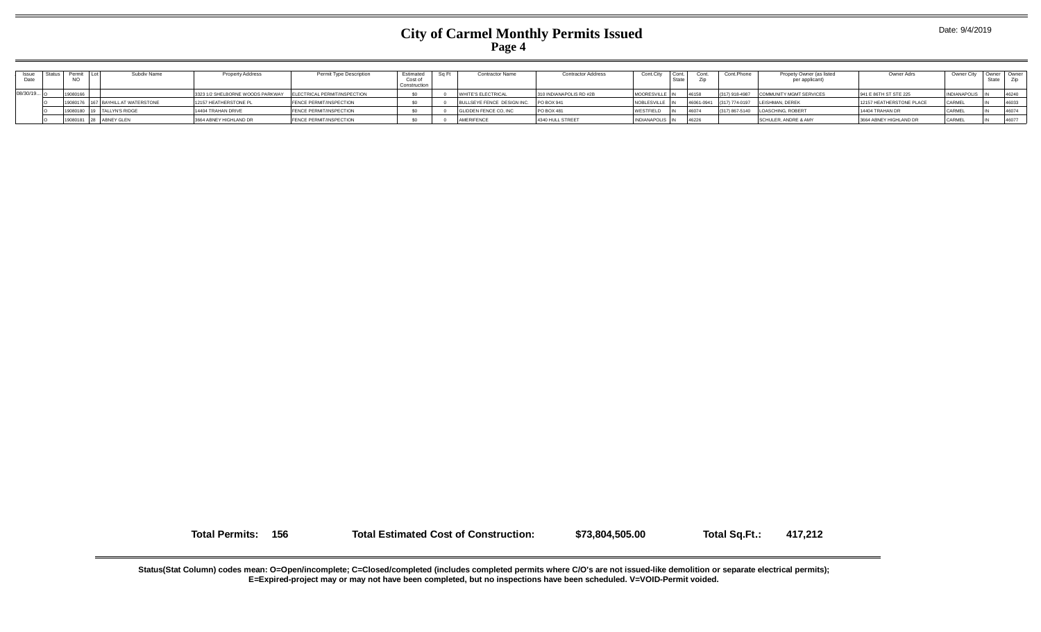# City of Carmel Monthly Permits Issued

**Page 4**

Date: 9/4/2019

| Issue Date | Status | Permit NO | Lot | Subdiv Name | Property Address | Permit Type Description | Estimated Cost of Construction | Sq Ft | Contractor Name | Contractor Address | Cont.City | Cont. State | Cont. Zip | Cont.Phone | Propety Owner (as listed per applicant) | Owner Adrs | Owner City | Owner State | Owner Zip |
|---|---|---|---|---|---|---|---|---|---|---|---|---|---|---|---|---|---|---|---|
| 08/30/19... | O | 19080166 | | | 3323 1/2 SHELBORNE WOODS PARKWAY | ELECTRICAL PERMIT/INSPECTION | $0 | 0 | WHITE'S ELECTRICAL | 310 INDIANAPOLIS RD #2B | MOORESVILLE | IN | 46158 | (317) 918-4987 | COMMUNITY MGMT SERVICES | 941 E 86TH ST STE 225 | INDIANAPOLIS | IN | 46240 |
| | O | 19080176 | 167 | BAYHILL AT WATERSTONE | 12157 HEATHERSTONE PL | FENCE PERMIT/INSPECTION | $0 | 0 | BULLSEYE FENCE DESIGN INC. | PO BOX 941 | NOBLESVILLE | IN | 46061-0941 | (317) 774-0197 | LEISHMAN, DEREK | 12157 HEATHERSTONE PLACE | CARMEL | IN | 46033 |
| | O | 19080180 | 19 | TALLYN'S RIDGE | 14404 TRAHAN DRIVE | FENCE PERMIT/INSPECTION | $0 | 0 | GLIDDEN FENCE CO, INC | PO BOX 481 | WESTFIELD | IN | 46074 | (317) 867-5140 | LOASCHING, ROBERT | 14404 TRAHAN DR | CARMEL | IN | 46074 |
| | O | 19080181 | 28 | ABNEY GLEN | 3664 ABNEY HIGHLAND DR | FENCE PERMIT/INSPECTION | $0 | 0 | AMERIFENCE | 4340 HULL STREET | INDIANAPOLIS | IN | 46226 | | SCHULER, ANDRE & AMY | 3664 ABNEY HIGHLAND DR | CARMEL | IN | 46077 |

**Total Permits: 156** **Total Estimated Cost of Construction: $73,804,505.00** **Total Sq.Ft.: 417,212**

**Status(Stat Column) codes mean: O=Open/incomplete; C=Closed/completed (includes completed permits where C/O's are not issued-like demolition or separate electrical permits); E=Expired-project may or may not have been completed, but no inspections have been scheduled. V=VOID-Permit voided.**